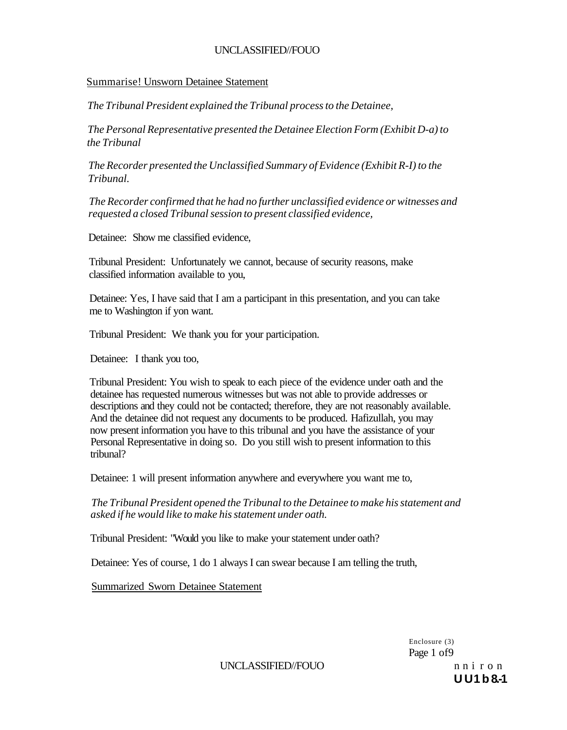Summarise! Unsworn Detainee Statement

*The Tribunal President explained the Tribunal process to the Detainee,*

*The Personal Representative presented the Detainee Election Form (Exhibit D-a) to the Tribunal*

*The Recorder presented the Unclassified Summary of Evidence (Exhibit R-I) to the Tribunal.*

*The Recorder confirmed that he had no further unclassified evidence or witnesses and requested a closed Tribunal session to present classified evidence,*

Detainee: Show me classified evidence,

Tribunal President: Unfortunately we cannot, because of security reasons, make classified information available to you,

Detainee: Yes, I have said that I am a participant in this presentation, and you can take me to Washington if yon want.

Tribunal President: We thank you for your participation.

Detainee: I thank you too,

Tribunal President: You wish to speak to each piece of the evidence under oath and the detainee has requested numerous witnesses but was not able to provide addresses or descriptions and they could not be contacted; therefore, they are not reasonably available. And the detainee did not request any documents to be produced. Hafizullah, you may now present information you have to this tribunal and you have the assistance of your Personal Representative in doing so. Do you still wish to present information to this tribunal?

Detainee: 1 will present information anywhere and everywhere you want me to,

*The Tribunal President opened the Tribunal to the Detainee to make his statement and asked if he would like to make his statement under oath.*

Tribunal President: "Would you like to make your statement under oath?

Detainee: Yes of course, 1 do 1 always I can swear because I am telling the truth,

Summarized Sworn Detainee Statement

Enclosure (3)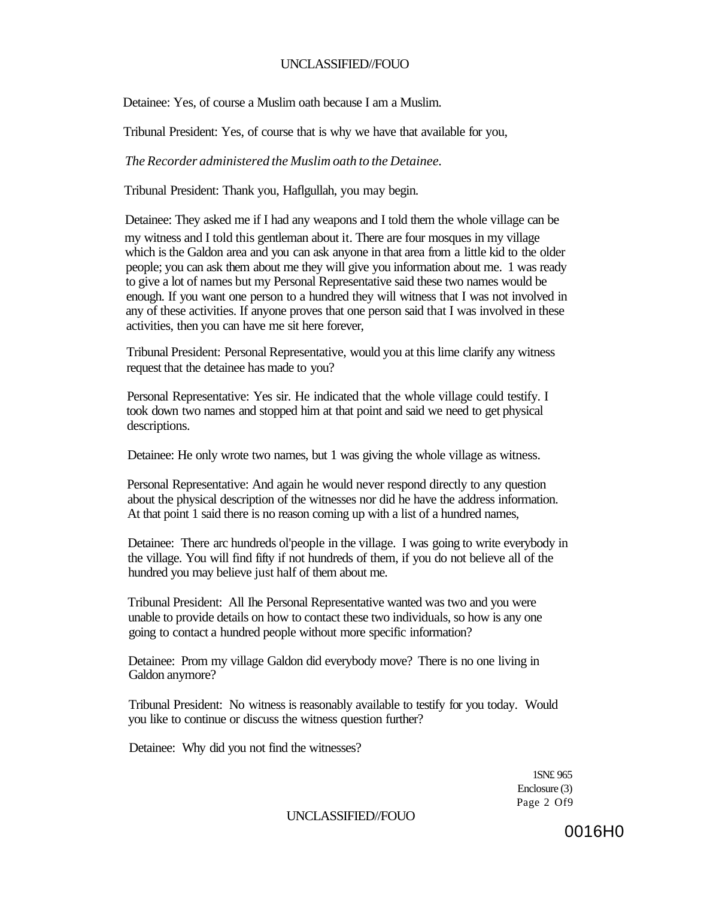Detainee: Yes, of course a Muslim oath because I am a Muslim.

Tribunal President: Yes, of course that is why we have that available for you,

*The Recorder administered the Muslim oath to the Detainee.*

Tribunal President: Thank you, Haflgullah, you may begin.

Detainee: They asked me if I had any weapons and I told them the whole village can be my witness and I told this gentleman about it. There are four mosques in my village which is the Galdon area and you can ask anyone in that area from a little kid to the older people; you can ask them about me they will give you information about me. 1 was ready to give a lot of names but my Personal Representative said these two names would be enough. If you want one person to a hundred they will witness that I was not involved in any of these activities. If anyone proves that one person said that I was involved in these activities, then you can have me sit here forever,

Tribunal President: Personal Representative, would you at this lime clarify any witness request that the detainee has made to you?

Personal Representative: Yes sir. He indicated that the whole village could testify. I took down two names and stopped him at that point and said we need to get physical descriptions.

Detainee: He only wrote two names, but 1 was giving the whole village as witness.

Personal Representative: And again he would never respond directly to any question about the physical description of the witnesses nor did he have the address information. At that point 1 said there is no reason coming up with a list of a hundred names,

Detainee: There arc hundreds ol'people in the village. I was going to write everybody in the village. You will find fifty if not hundreds of them, if you do not believe all of the hundred you may believe just half of them about me.

Tribunal President: All Ihe Personal Representative wanted was two and you were unable to provide details on how to contact these two individuals, so how is any one going to contact a hundred people without more specific information?

Detainee: Prom my village Galdon did everybody move? There is no one living in Galdon anymore?

Tribunal President: No witness is reasonably available to testify for you today. Would you like to continue or discuss the witness question further?

Detainee: Why did you not find the witnesses?

1SN£ 965
Enclosure (3)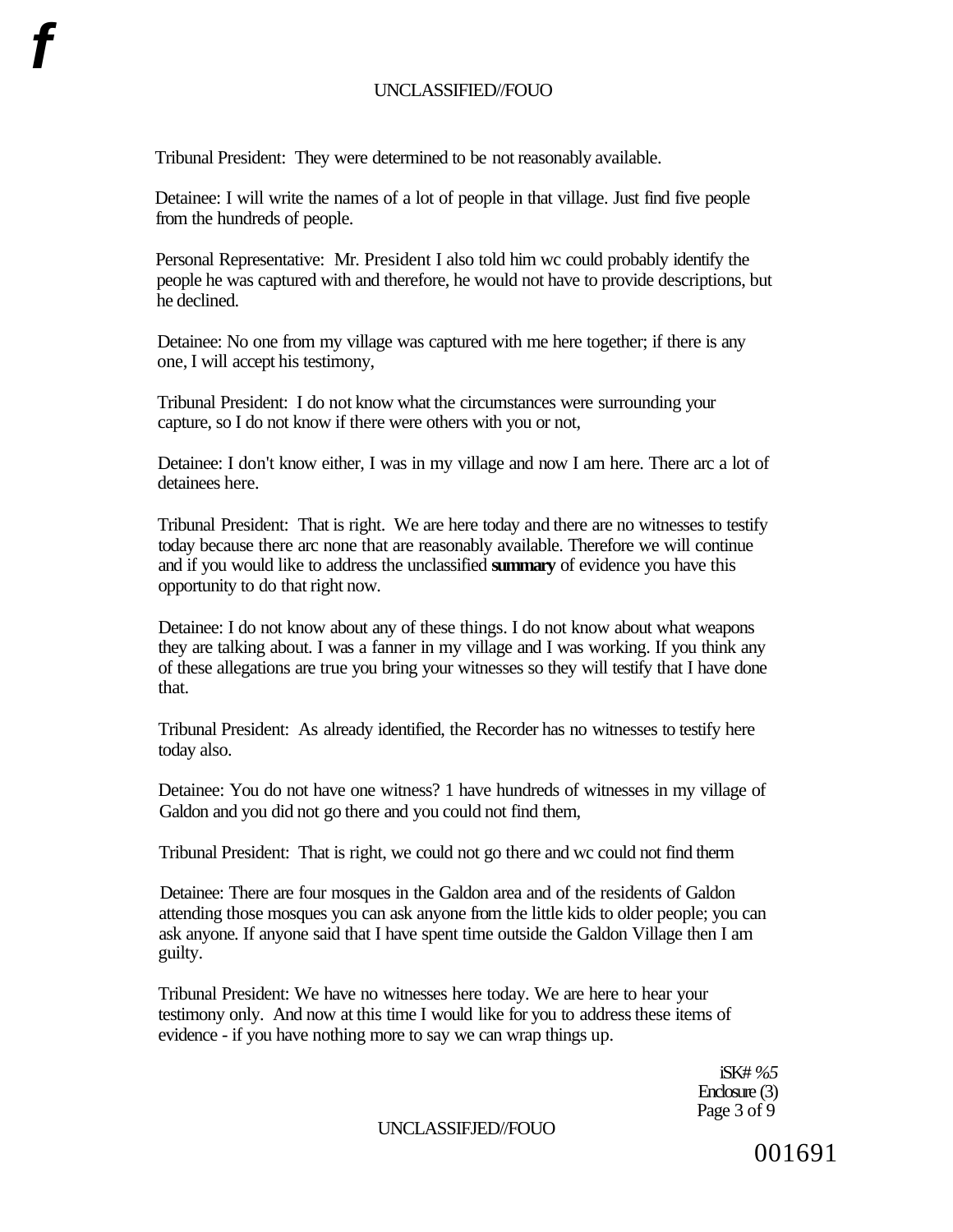Tribunal President: They were determined to be not reasonably available.

Detainee: I will write the names of a lot of people in that village. Just find five people from the hundreds of people.

Personal Representative: Mr. President I also told him wc could probably identify the people he was captured with and therefore, he would not have to provide descriptions, but he declined.

Detainee: No one from my village was captured with me here together; if there is any one, I will accept his testimony,

Tribunal President: I do not know what the circumstances were surrounding your capture, so I do not know if there were others with you or not,

Detainee: I don't know either, I was in my village and now I am here. There arc a lot of detainees here.

Tribunal President: That is right. We are here today and there are no witnesses to testify today because there arc none that are reasonably available. Therefore we will continue and if you would like to address the unclassified **summary** of evidence you have this opportunity to do that right now.

Detainee: I do not know about any of these things. I do not know about what weapons they are talking about. I was a fanner in my village and I was working. If you think any of these allegations are true you bring your witnesses so they will testify that I have done that.

Tribunal President: As already identified, the Recorder has no witnesses to testify here today also.

Detainee: You do not have one witness? 1 have hundreds of witnesses in my village of Galdon and you did not go there and you could not find them,

Tribunal President: That is right, we could not go there and wc could not find therm

Detainee: There are four mosques in the Galdon area and of the residents of Galdon attending those mosques you can ask anyone from the little kids to older people; you can ask anyone. If anyone said that I have spent time outside the Galdon Village then I am guilty.

Tribunal President: We have no witnesses here today. We are here to hear your testimony only. And now at this time I would like for you to address these items of evidence - if you have nothing more to say we can wrap things up.

iSK# %5
Enclosure (3)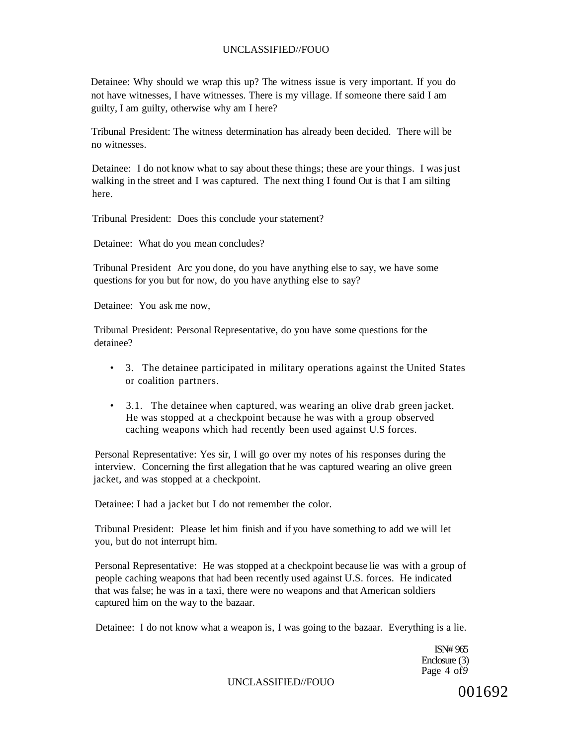Detainee: Why should we wrap this up? The witness issue is very important. If you do not have witnesses, I have witnesses. There is my village. If someone there said I am guilty, I am guilty, otherwise why am I here?

Tribunal President: The witness determination has already been decided. There will be no witnesses.

Detainee: I do not know what to say about these things; these are your things. I was just walking in the street and I was captured. The next thing I found Out is that I am silting here.

Tribunal President: Does this conclude your statement?

Detainee: What do you mean concludes?

Tribunal President Arc you done, do you have anything else to say, we have some questions for you but for now, do you have anything else to say?

Detainee: You ask me now,

Tribunal President: Personal Representative, do you have some questions for the detainee?

- 3. The detainee participated in military operations against the United States or coalition partners.
- 3.1. The detainee when captured, was wearing an olive drab green jacket. He was stopped at a checkpoint because he was with a group observed caching weapons which had recently been used against U.S forces.

Personal Representative: Yes sir, I will go over my notes of his responses during the interview. Concerning the first allegation that he was captured wearing an olive green jacket, and was stopped at a checkpoint.

Detainee: I had a jacket but I do not remember the color.

Tribunal President: Please let him finish and if you have something to add we will let you, but do not interrupt him.

Personal Representative: He was stopped at a checkpoint because lie was with a group of people caching weapons that had been recently used against U.S. forces. He indicated that was false; he was in a taxi, there were no weapons and that American soldiers captured him on the way to the bazaar.

Detainee: I do not know what a weapon is, I was going to the bazaar. Everything is a lie.

ISN# 965
Enclosure (3)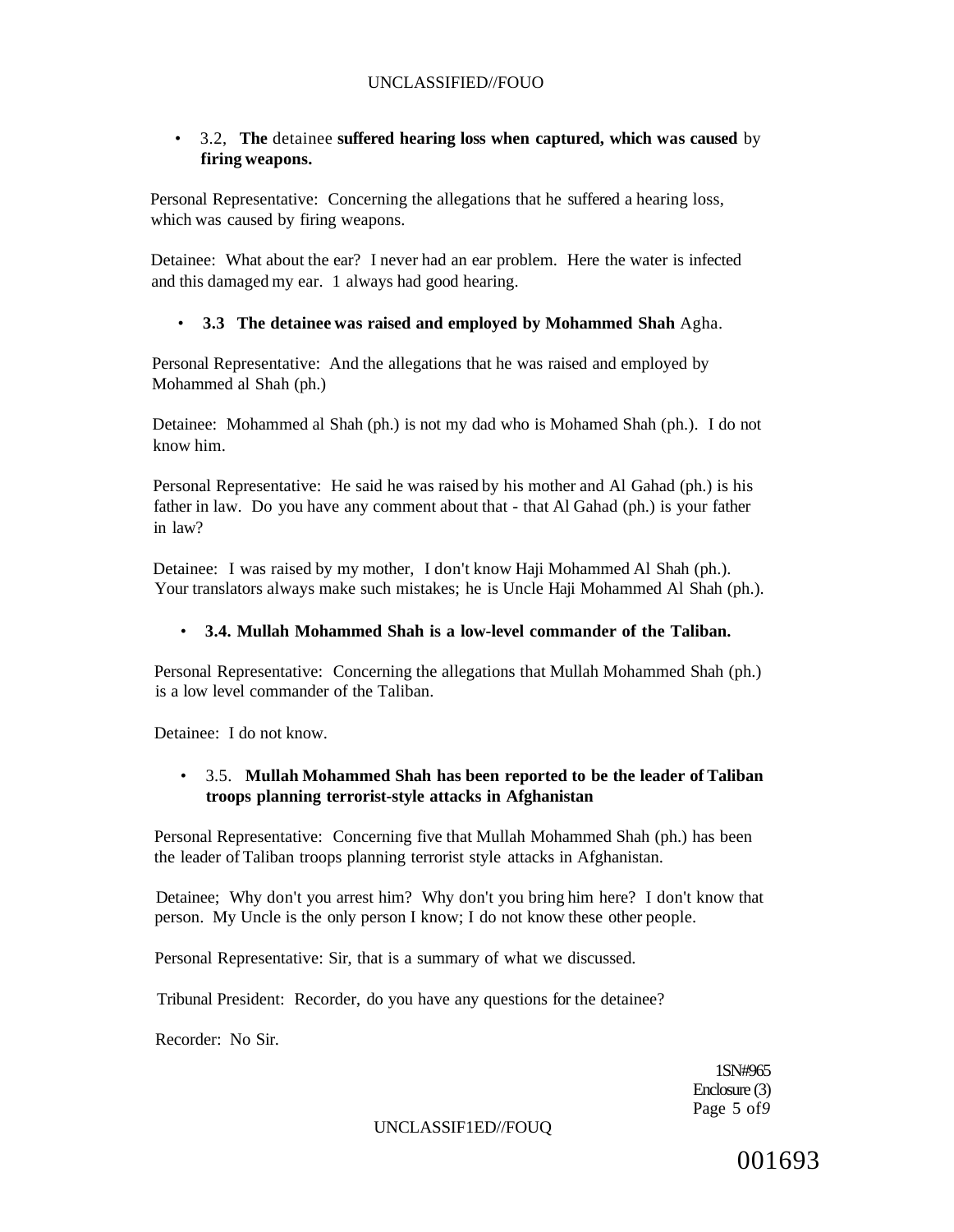- 3.2, **The** detainee **suffered hearing loss when captured, which was caused** by **firing weapons.**

Personal Representative: Concerning the allegations that he suffered a hearing loss, which was caused by firing weapons.

Detainee: What about the ear? I never had an ear problem. Here the water is infected and this damaged my ear. 1 always had good hearing.

- **3.3 The detainee was raised and employed by Mohammed Shah** Agha.

Personal Representative: And the allegations that he was raised and employed by Mohammed al Shah (ph.)

Detainee: Mohammed al Shah (ph.) is not my dad who is Mohamed Shah (ph.). I do not know him.

Personal Representative: He said he was raised by his mother and Al Gahad (ph.) is his father in law. Do you have any comment about that - that Al Gahad (ph.) is your father in law?

Detainee: I was raised by my mother, I don't know Haji Mohammed Al Shah (ph.). Your translators always make such mistakes; he is Uncle Haji Mohammed Al Shah (ph.).

- **3.4. Mullah Mohammed Shah is a low-level commander of the Taliban.**

Personal Representative: Concerning the allegations that Mullah Mohammed Shah (ph.) is a low level commander of the Taliban.

Detainee: I do not know.

- 3.5. **Mullah Mohammed Shah has been reported to be the leader of Taliban troops planning terrorist-style attacks in Afghanistan**

Personal Representative: Concerning five that Mullah Mohammed Shah (ph.) has been the leader of Taliban troops planning terrorist style attacks in Afghanistan.

Detainee; Why don't you arrest him? Why don't you bring him here? I don't know that person. My Uncle is the only person I know; I do not know these other people.

Personal Representative: Sir, that is a summary of what we discussed.

Tribunal President: Recorder, do you have any questions for the detainee?

Recorder: No Sir.

1SN#965
Enclosure (3)
Page 5 of9

001693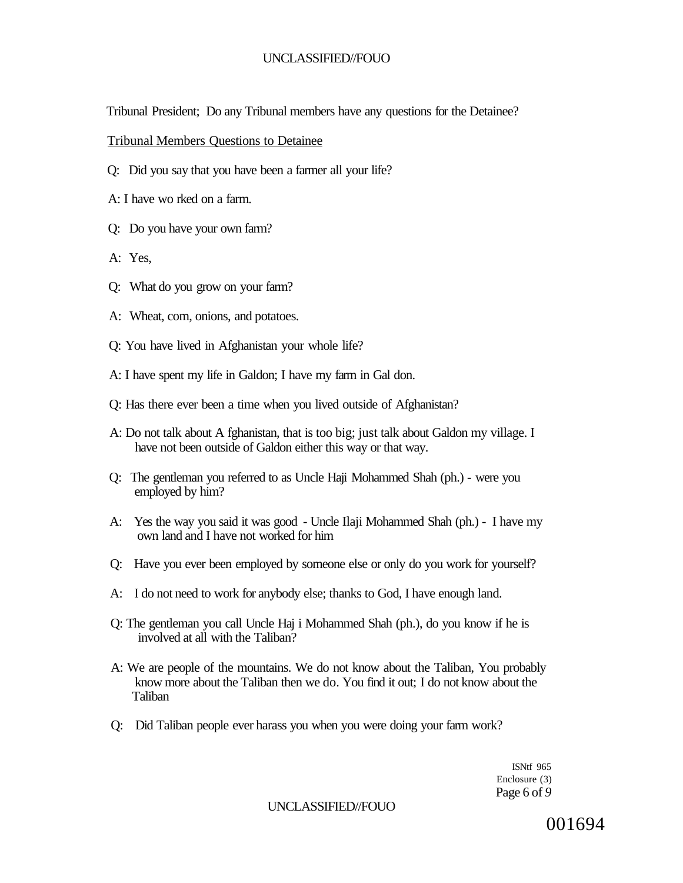Tribunal President; Do any Tribunal members have any questions for the Detainee?

Tribunal Members Questions to Detainee

Q: Did you say that you have been a farmer all your life?

A: I have wo rked on a farm.

Q: Do you have your own farm?

A: Yes,

Q: What do you grow on your farm?

A: Wheat, corn, onions, and potatoes.

Q: You have lived in Afghanistan your whole life?

A: I have spent my life in Galdon; I have my farm in Gal don.

Q: Has there ever been a time when you lived outside of Afghanistan?

A: Do not talk about A fghanistan, that is too big; just talk about Galdon my village. I have not been outside of Galdon either this way or that way.

Q: The gentleman you referred to as Uncle Haji Mohammed Shah (ph.) - were you employed by him?

A: Yes the way you said it was good - Uncle Ilaji Mohammed Shah (ph.) - I have my own land and I have not worked for him

Q: Have you ever been employed by someone else or only do you work for yourself?

A: I do not need to work for anybody else; thanks to God, I have enough land.

Q: The gentleman you call Uncle Haj i Mohammed Shah (ph.), do you know if he is involved at all with the Taliban?

A: We are people of the mountains. We do not know about the Taliban, You probably know more about the Taliban then we do. You find it out; I do not know about the Taliban

Q: Did Taliban people ever harass you when you were doing your farm work?

ISNtf 965
Enclosure (3)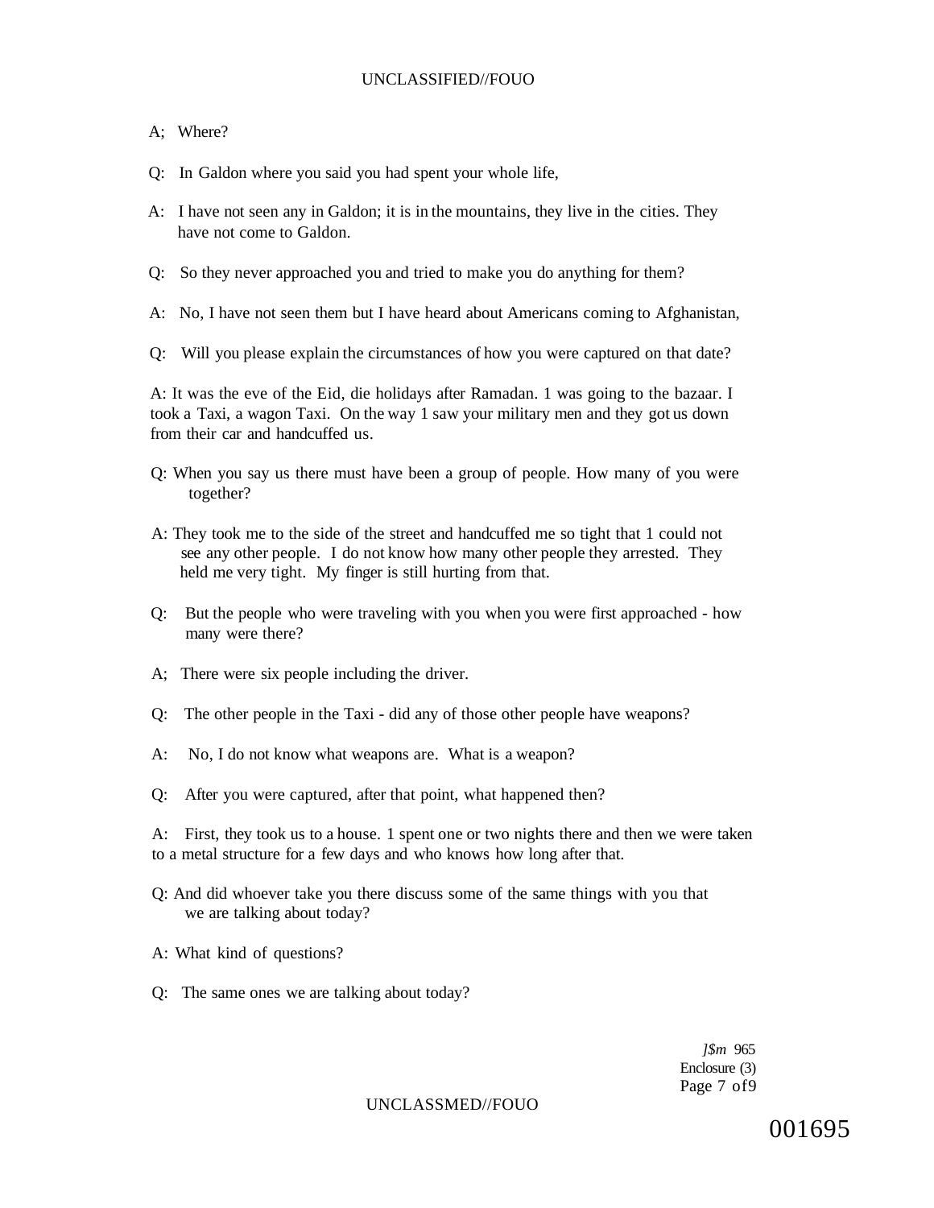A; Where?

Q: In Galdon where you said you had spent your whole life,

A: I have not seen any in Galdon; it is in the mountains, they live in the cities. They have not come to Galdon.

Q: So they never approached you and tried to make you do anything for them?

A: No, I have not seen them but I have heard about Americans coming to Afghanistan,

Q: Will you please explain the circumstances of how you were captured on that date?

A: It was the eve of the Eid, die holidays after Ramadan. 1 was going to the bazaar. I took a Taxi, a wagon Taxi. On the way 1 saw your military men and they got us down from their car and handcuffed us.

Q: When you say us there must have been a group of people. How many of you were together?

A: They took me to the side of the street and handcuffed me so tight that 1 could not see any other people. I do not know how many other people they arrested. They held me very tight. My finger is still hurting from that.

Q: But the people who were traveling with you when you were first approached - how many were there?

A; There were six people including the driver.

Q: The other people in the Taxi - did any of those other people have weapons?

A: No, I do not know what weapons are. What is a weapon?

Q: After you were captured, after that point, what happened then?

A: First, they took us to a house. 1 spent one or two nights there and then we were taken to a metal structure for a few days and who knows how long after that.

Q: And did whoever take you there discuss some of the same things with you that we are talking about today?

A: What kind of questions?

Q: The same ones we are talking about today?

]$m 965
Enclosure (3)
Page 7 of9

001695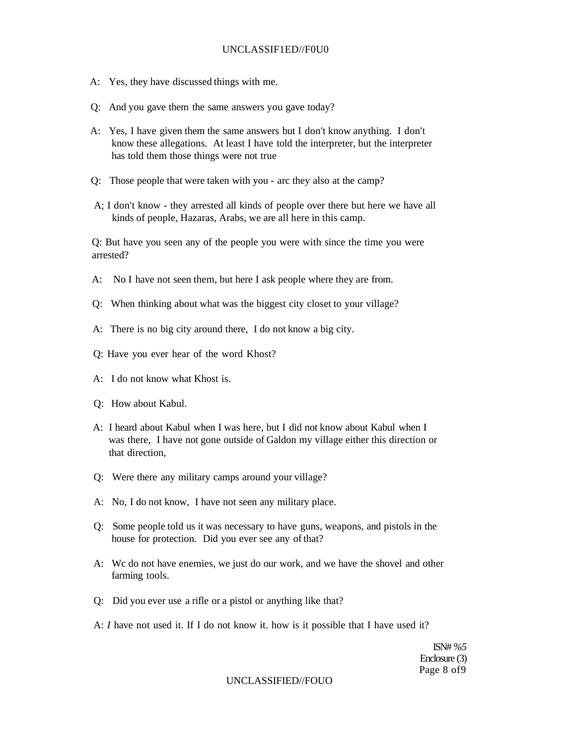A: Yes, they have discussed things with me.

Q: And you gave them the same answers you gave today?

A: Yes, I have given them the same answers but I don't know anything. I don't know these allegations. At least I have told the interpreter, but the interpreter has told them those things were not true

Q: Those people that were taken with you - arc they also at the camp?

A; I don't know - they arrested all kinds of people over there but here we have all kinds of people, Hazaras, Arabs, we are all here in this camp.

Q: But have you seen any of the people you were with since the time you were arrested?

A: No I have not seen them, but here I ask people where they are from.

Q: When thinking about what was the biggest city closet to your village?

A: There is no big city around there, I do not know a big city.

Q: Have you ever hear of the word Khost?

A: I do not know what Khost is.

Q: How about Kabul.

A: I heard about Kabul when I was here, but I did not know about Kabul when I was there, I have not gone outside of Galdon my village either this direction or that direction,

Q: Were there any military camps around your village?

A: No, I do not know, I have not seen any military place.

Q: Some people told us it was necessary to have guns, weapons, and pistols in the house for protection. Did you ever see any of that?

A: Wc do not have enemies, we just do our work, and we have the shovel and other farming tools.

Q: Did you ever use a rifle or a pistol or anything like that?

A: *I* have not used it. If I do not know it. how is it possible that I have used it?

ISN# *%5*
Enclosure (3)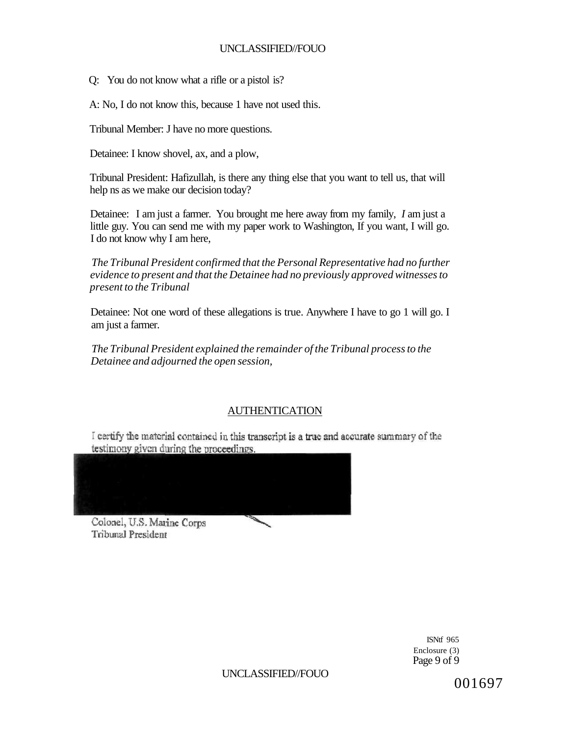Q: You do not know what a rifle or a pistol is?

A: No, I do not know this, because 1 have not used this.

Tribunal Member: J have no more questions.

Detainee: I know shovel, ax, and a plow,

Tribunal President: Hafizullah, is there any thing else that you want to tell us, that will help ns as we make our decision today?

Detainee: I am just a farmer. You brought me here away from my family, *I* am just a little guy. You can send me with my paper work to Washington, If you want, I will go. I do not know why I am here,

*The Tribunal President confirmed that the Personal Representative had no further evidence to present and that the Detainee had no previously approved witnesses to present to the Tribunal*

Detainee: Not one word of these allegations is true. Anywhere I have to go 1 will go. I am just a farmer.

*The Tribunal President explained the remainder of the Tribunal process to the Detainee and adjourned the open session,*

## AUTHENTICATION

I certify the material contained in this transcript is a true and accurate summary of the testimony given during the proceedings.

Colonel, U.S. Marine Corps
Tribunal President

ISNtf 965
Enclosure (3)

001697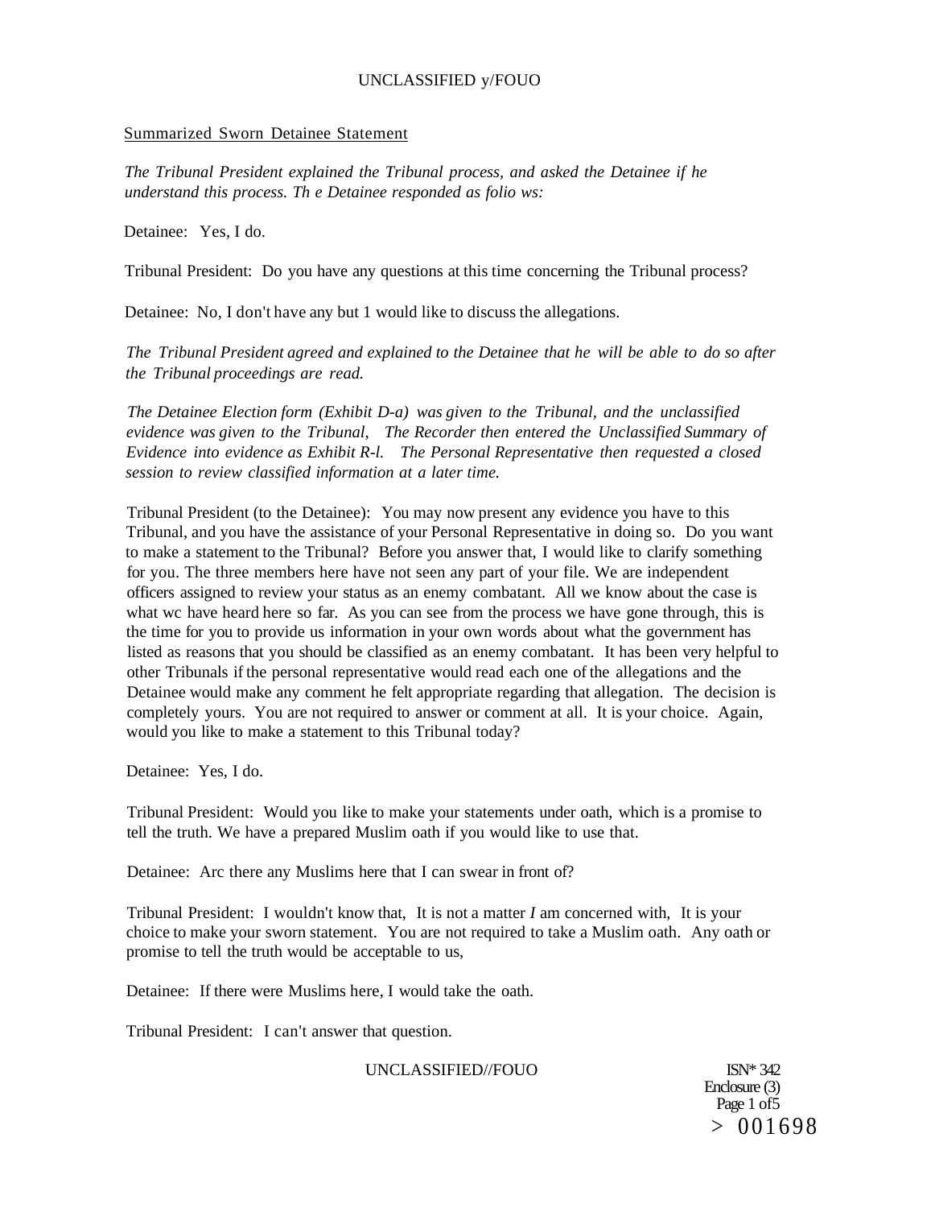Summarized Sworn Detainee Statement

*The Tribunal President explained the Tribunal process, and asked the Detainee if he understand this process. Th e Detainee responded as folio ws:*

Detainee: Yes, I do.

Tribunal President: Do you have any questions at this time concerning the Tribunal process?

Detainee: No, I don't have any but 1 would like to discuss the allegations.

*The Tribunal President agreed and explained to the Detainee that he will be able to do so after the Tribunal proceedings are read.*

*The Detainee Election form (Exhibit D-a) was given to the Tribunal, and the unclassified evidence was given to the Tribunal, The Recorder then entered the Unclassified Summary of Evidence into evidence as Exhibit R-l. The Personal Representative then requested a closed session to review classified information at a later time.*

Tribunal President (to the Detainee): You may now present any evidence you have to this Tribunal, and you have the assistance of your Personal Representative in doing so. Do you want to make a statement to the Tribunal? Before you answer that, I would like to clarify something for you. The three members here have not seen any part of your file. We are independent officers assigned to review your status as an enemy combatant. All we know about the case is what wc have heard here so far. As you can see from the process we have gone through, this is the time for you to provide us information in your own words about what the government has listed as reasons that you should be classified as an enemy combatant. It has been very helpful to other Tribunals if the personal representative would read each one of the allegations and the Detainee would make any comment he felt appropriate regarding that allegation. The decision is completely yours. You are not required to answer or comment at all. It is your choice. Again, would you like to make a statement to this Tribunal today?

Detainee: Yes, I do.

Tribunal President: Would you like to make your statements under oath, which is a promise to tell the truth. We have a prepared Muslim oath if you would like to use that.

Detainee: Arc there any Muslims here that I can swear in front of?

Tribunal President: I wouldn't know that, It is not a matter *I* am concerned with, It is your choice to make your sworn statement. You are not required to take a Muslim oath. Any oath or promise to tell the truth would be acceptable to us,

Detainee: If there were Muslims here, I would take the oath.

Tribunal President: I can't answer that question.

ISN* 342
Enclosure (3)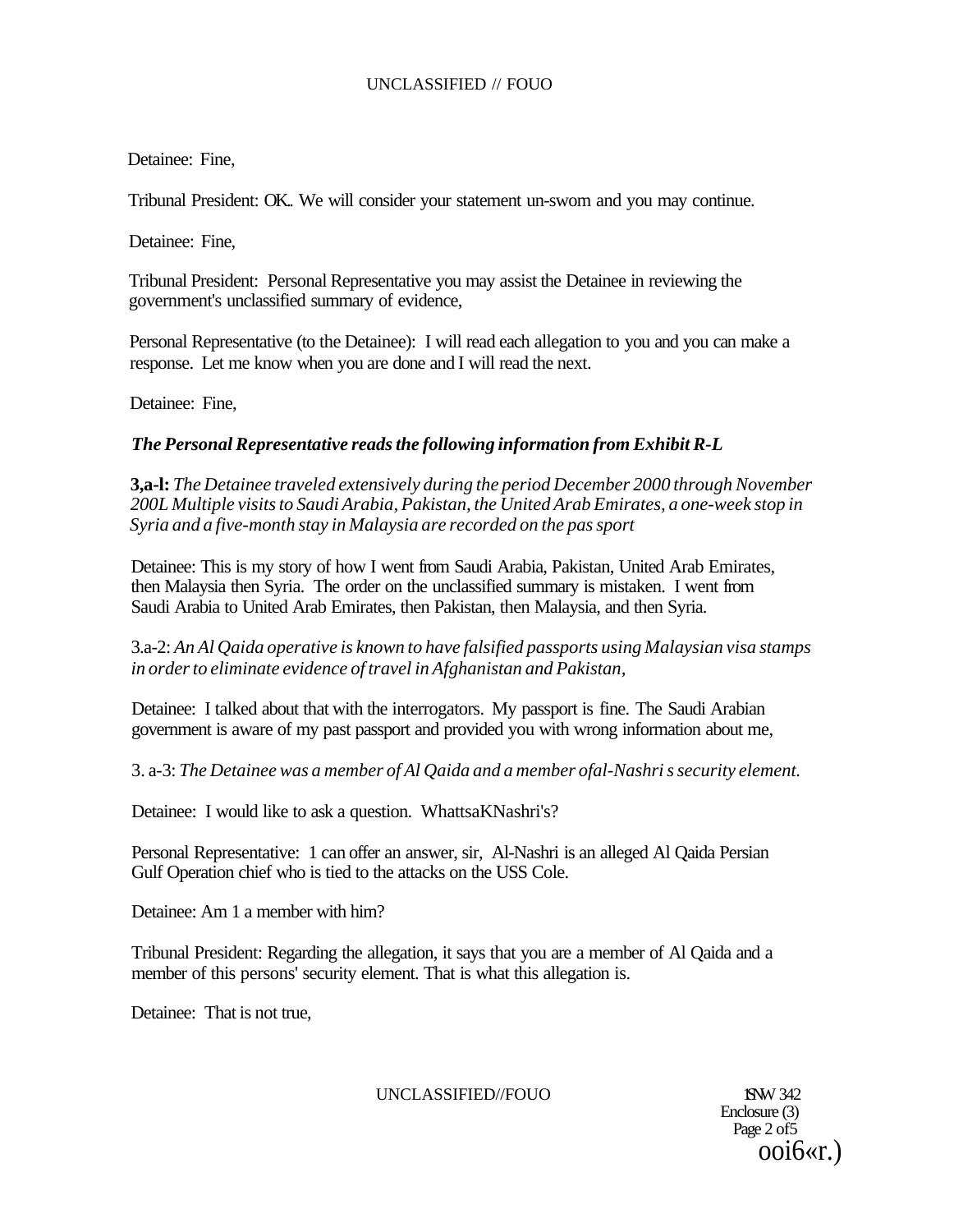Detainee: Fine,

Tribunal President: OK.. We will consider your statement un-swom and you may continue.

Detainee: Fine,

Tribunal President: Personal Representative you may assist the Detainee in reviewing the government's unclassified summary of evidence,

Personal Representative (to the Detainee): I will read each allegation to you and you can make a response. Let me know when you are done and I will read the next.

Detainee: Fine,

***The Personal Representative reads the following information from Exhibit R-L***

**3,a-l:** *The Detainee traveled extensively during the period December 2000 through November 200L Multiple visits to Saudi Arabia, Pakistan, the United Arab Emirates, a one-week stop in Syria and a five-month stay in Malaysia are recorded on the pas sport*

Detainee: This is my story of how I went from Saudi Arabia, Pakistan, United Arab Emirates, then Malaysia then Syria. The order on the unclassified summary is mistaken. I went from Saudi Arabia to United Arab Emirates, then Pakistan, then Malaysia, and then Syria.

3.a-2: *An Al Qaida operative is known to have falsified passports using Malaysian visa stamps in order to eliminate evidence of travel in Afghanistan and Pakistan,*

Detainee: I talked about that with the interrogators. My passport is fine. The Saudi Arabian government is aware of my past passport and provided you with wrong information about me,

3. a-3: *The Detainee was a member of Al Qaida and a member ofal-Nashri s security element.*

Detainee: I would like to ask a question. WhattsaKNashri's?

Personal Representative: 1 can offer an answer, sir, Al-Nashri is an alleged Al Qaida Persian Gulf Operation chief who is tied to the attacks on the USS Cole.

Detainee: Am 1 a member with him?

Tribunal President: Regarding the allegation, it says that you are a member of Al Qaida and a member of this persons' security element. That is what this allegation is.

Detainee: That is not true,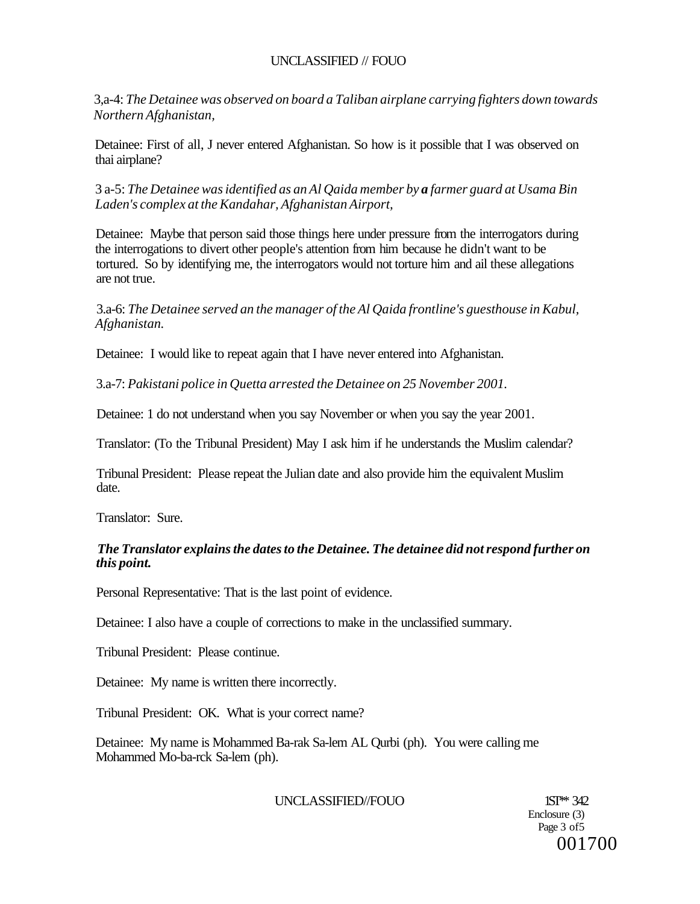3,a-4: *The Detainee was observed on board a Taliban airplane carrying fighters down towards Northern Afghanistan,*

Detainee: First of all, J never entered Afghanistan. So how is it possible that I was observed on thai airplane?

3 a-5: *The Detainee was identified as an Al Qaida member by **a** farmer guard at Usama Bin Laden's complex at the Kandahar, Afghanistan Airport,*

Detainee: Maybe that person said those things here under pressure from the interrogators during the interrogations to divert other people's attention from him because he didn't want to be tortured. So by identifying me, the interrogators would not torture him and ail these allegations are not true.

3.a-6: *The Detainee served an the manager of the Al Qaida frontline's guesthouse in Kabul, Afghanistan.*

Detainee: I would like to repeat again that I have never entered into Afghanistan.

3.a-7: *Pakistani police in Quetta arrested the Detainee on 25 November 2001.*

Detainee: 1 do not understand when you say November or when you say the year 2001.

Translator: (To the Tribunal President) May I ask him if he understands the Muslim calendar?

Tribunal President: Please repeat the Julian date and also provide him the equivalent Muslim date.

Translator: Sure.

***The Translator explains the dates to the Detainee. The detainee did not respond further on this point.***

Personal Representative: That is the last point of evidence.

Detainee: I also have a couple of corrections to make in the unclassified summary.

Tribunal President: Please continue.

Detainee: My name is written there incorrectly.

Tribunal President: OK. What is your correct name?

Detainee: My name is Mohammed Ba-rak Sa-lem AL Qurbi (ph). You were calling me Mohammed Mo-ba-rck Sa-lem (ph).

ISN 342
Enclosure (3)
Page 3 of 5
001700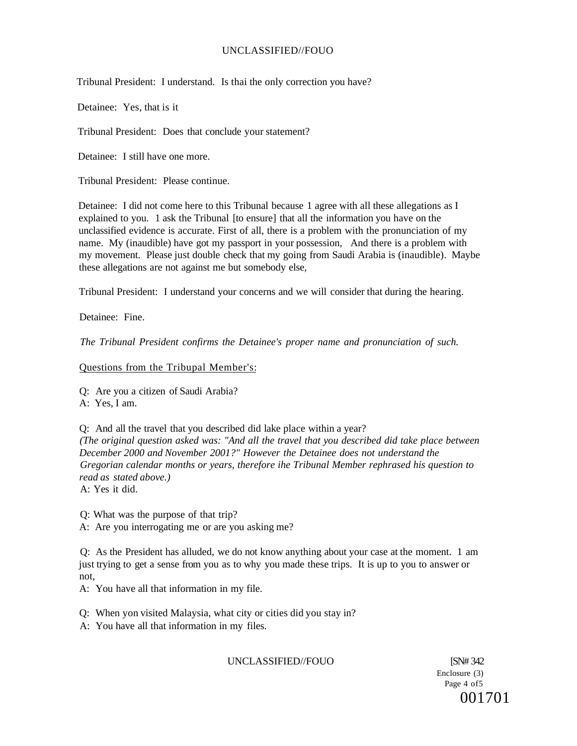Tribunal President: I understand. Is thai the only correction you have?

Detainee: Yes, that is it

Tribunal President: Does that conclude your statement?

Detainee: I still have one more.

Tribunal President: Please continue.

Detainee: I did not come here to this Tribunal because 1 agree with all these allegations as I explained to you. 1 ask the Tribunal [to ensure] that all the information you have on the unclassified evidence is accurate. First of all, there is a problem with the pronunciation of my name. My (inaudible) have got my passport in your possession, And there is a problem with my movement. Please just double check that my going from Saudi Arabia is (inaudible). Maybe these allegations are not against me but somebody else,

Tribunal President: I understand your concerns and we will consider that during the hearing.

Detainee: Fine.

*The Tribunal President confirms the Detainee's proper name and pronunciation of such.*

Questions from the Tribupal Member's:

Q: Are you a citizen of Saudi Arabia?
A: Yes, I am.

Q: And all the travel that you described did lake place within a year?
*(The original question asked was: "And all the travel that you described did take place between December 2000 and November 2001?" However the Detainee does not understand the Gregorian calendar months or years, therefore ihe Tribunal Member rephrased his question to read as stated above.)*
A: Yes it did.

Q: What was the purpose of that trip?
A: Are you interrogating me or are you asking me?

Q: As the President has alluded, we do not know anything about your case at the moment. 1 am just trying to get a sense from you as to why you made these trips. It is up to you to answer or not,
A: You have all that information in my file.

Q: When yon visited Malaysia, what city or cities did you stay in?
A: You have all that information in my files.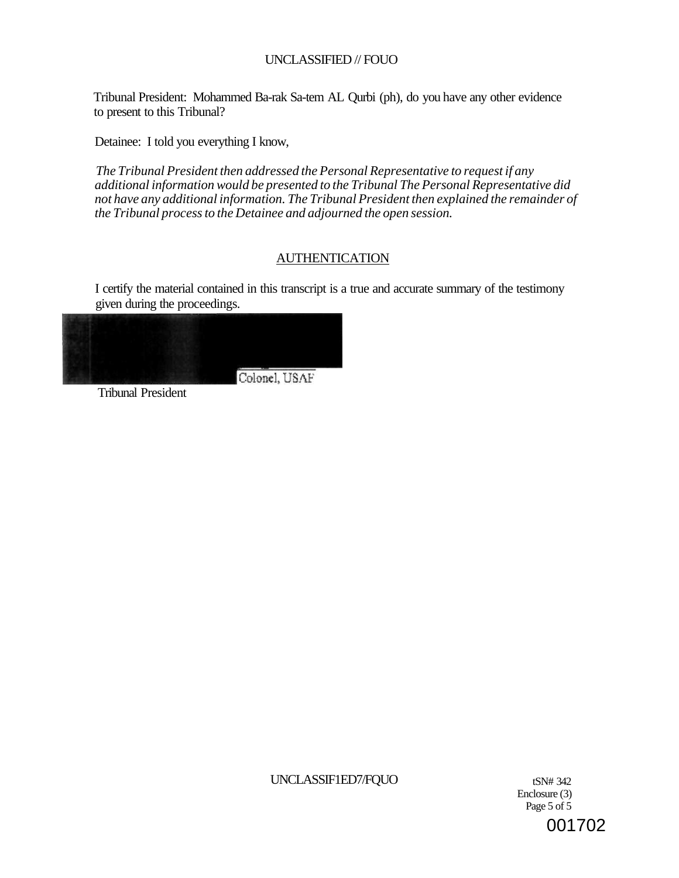Tribunal President: Mohammed Ba-rak Sa-tem AL Qurbi (ph), do you have any other evidence to present to this Tribunal?

Detainee: I told you everything I know,

*The Tribunal President then addressed the Personal Representative to request if any additional information would be presented to the Tribunal The Personal Representative did not have any additional information. The Tribunal President then explained the remainder of the Tribunal process to the Detainee and adjourned the open session.*

## AUTHENTICATION

I certify the material contained in this transcript is a true and accurate summary of the testimony given during the proceedings.

Colonel, USAF

Tribunal President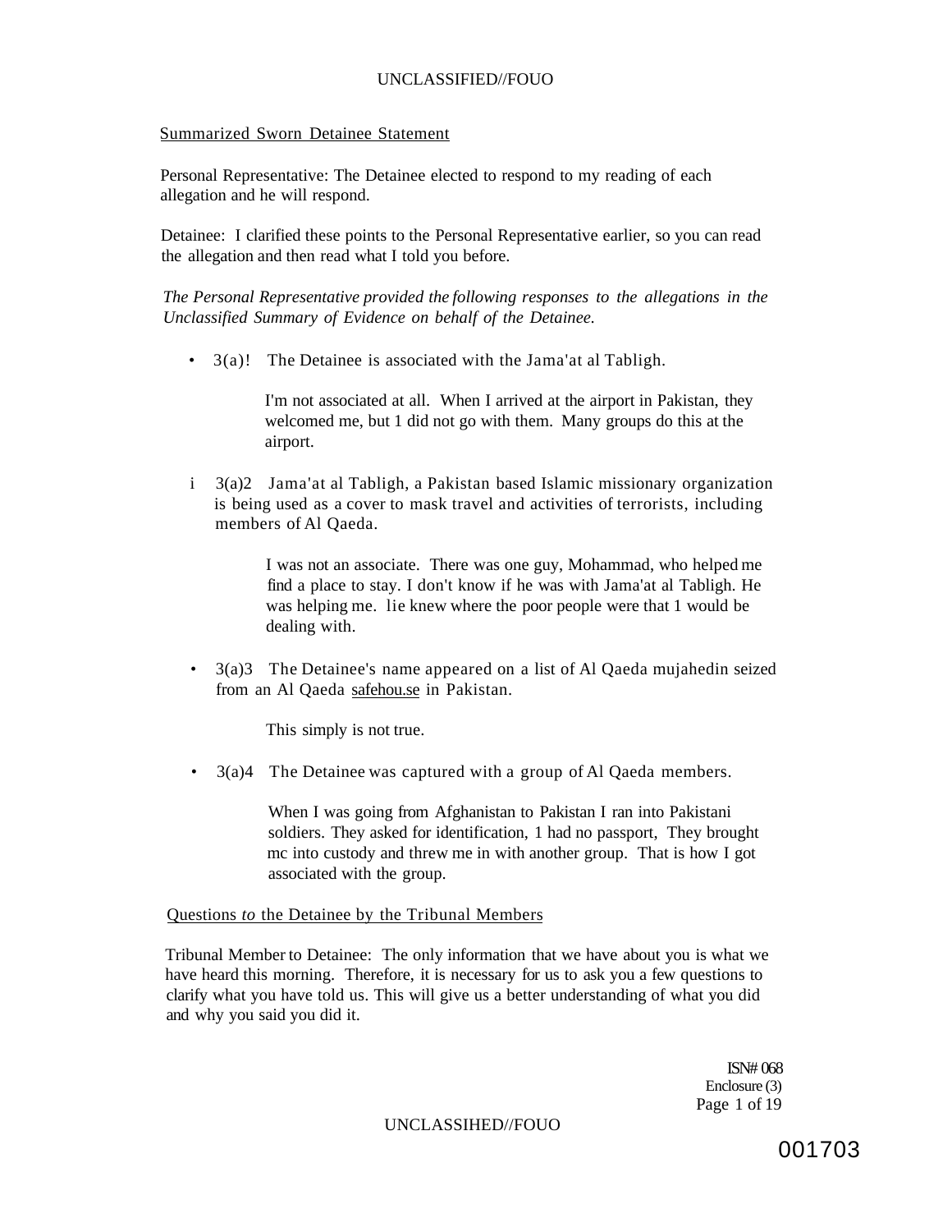## Summarized Sworn Detainee Statement

Personal Representative: The Detainee elected to respond to my reading of each allegation and he will respond.

Detainee: I clarified these points to the Personal Representative earlier, so you can read the allegation and then read what I told you before.

*The Personal Representative provided the following responses to the allegations in the Unclassified Summary of Evidence on behalf of the Detainee.*

- 3(a)! The Detainee is associated with the Jama'at al Tabligh.

  I'm not associated at all. When I arrived at the airport in Pakistan, they welcomed me, but 1 did not go with them. Many groups do this at the airport.

- 3(a)2 Jama'at al Tabligh, a Pakistan based Islamic missionary organization is being used as a cover to mask travel and activities of terrorists, including members of Al Qaeda.

  I was not an associate. There was one guy, Mohammad, who helped me find a place to stay. I don't know if he was with Jama'at al Tabligh. He was helping me. lie knew where the poor people were that 1 would be dealing with.

- 3(a)3 The Detainee's name appeared on a list of Al Qaeda mujahedin seized from an Al Qaeda safehou.se in Pakistan.

  This simply is not true.

- 3(a)4 The Detainee was captured with a group of Al Qaeda members.

  When I was going from Afghanistan to Pakistan I ran into Pakistani soldiers. They asked for identification, 1 had no passport, They brought mc into custody and threw me in with another group. That is how I got associated with the group.

## Questions *to* the Detainee by the Tribunal Members

Tribunal Member to Detainee: The only information that we have about you is what we have heard this morning. Therefore, it is necessary for us to ask you a few questions to clarify what you have told us. This will give us a better understanding of what you did and why you said you did it.

ISN# 068
Enclosure (3)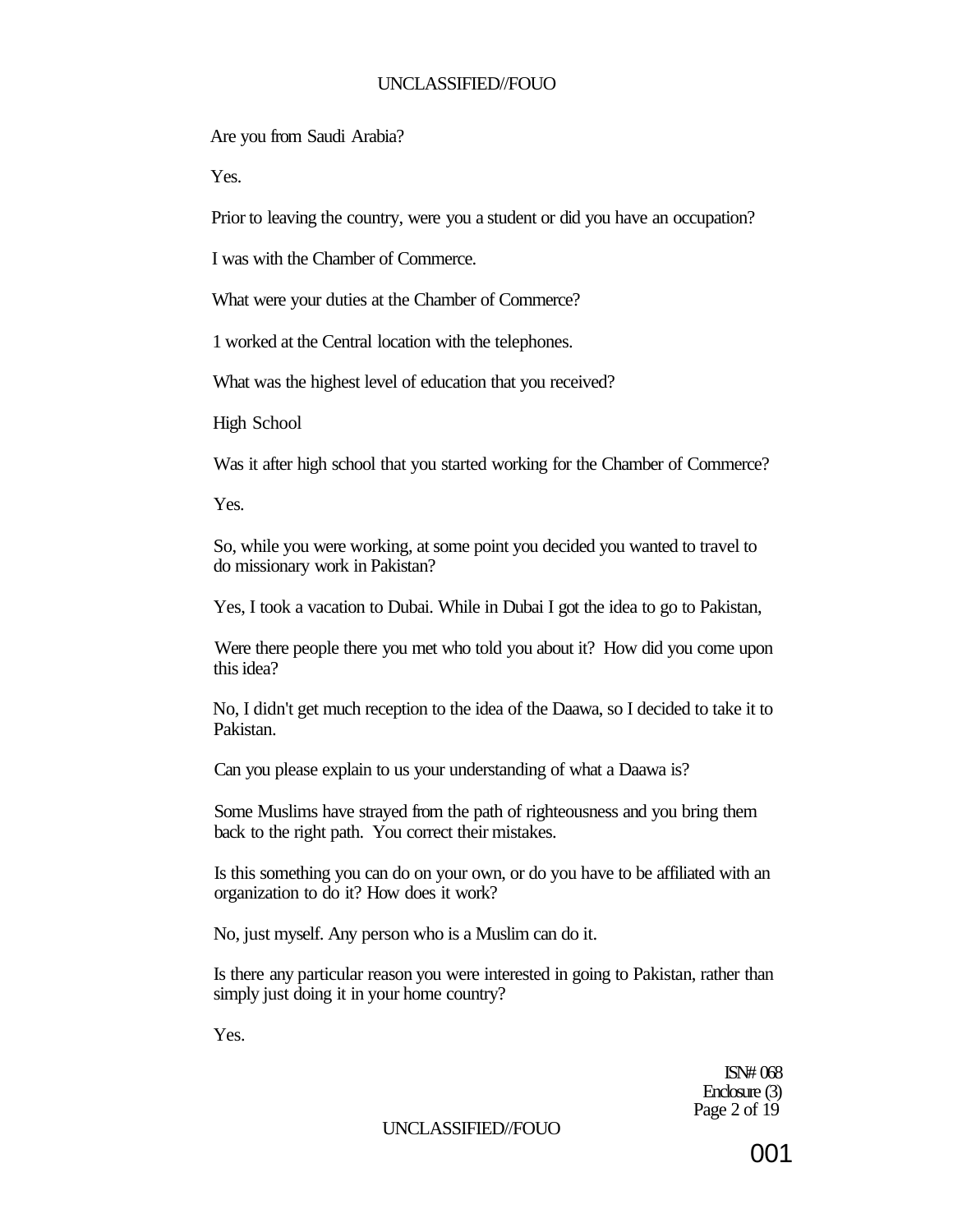Are you from Saudi Arabia?

Yes.

Prior to leaving the country, were you a student or did you have an occupation?

I was with the Chamber of Commerce.

What were your duties at the Chamber of Commerce?

1 worked at the Central location with the telephones.

What was the highest level of education that you received?

High School

Was it after high school that you started working for the Chamber of Commerce?

Yes.

So, while you were working, at some point you decided you wanted to travel to do missionary work in Pakistan?

Yes, I took a vacation to Dubai. While in Dubai I got the idea to go to Pakistan,

Were there people there you met who told you about it? How did you come upon this idea?

No, I didn't get much reception to the idea of the Daawa, so I decided to take it to Pakistan.

Can you please explain to us your understanding of what a Daawa is?

Some Muslims have strayed from the path of righteousness and you bring them back to the right path. You correct their mistakes.

Is this something you can do on your own, or do you have to be affiliated with an organization to do it? How does it work?

No, just myself. Any person who is a Muslim can do it.

Is there any particular reason you were interested in going to Pakistan, rather than simply just doing it in your home country?

Yes.

ISN# 068
Enclosure (3)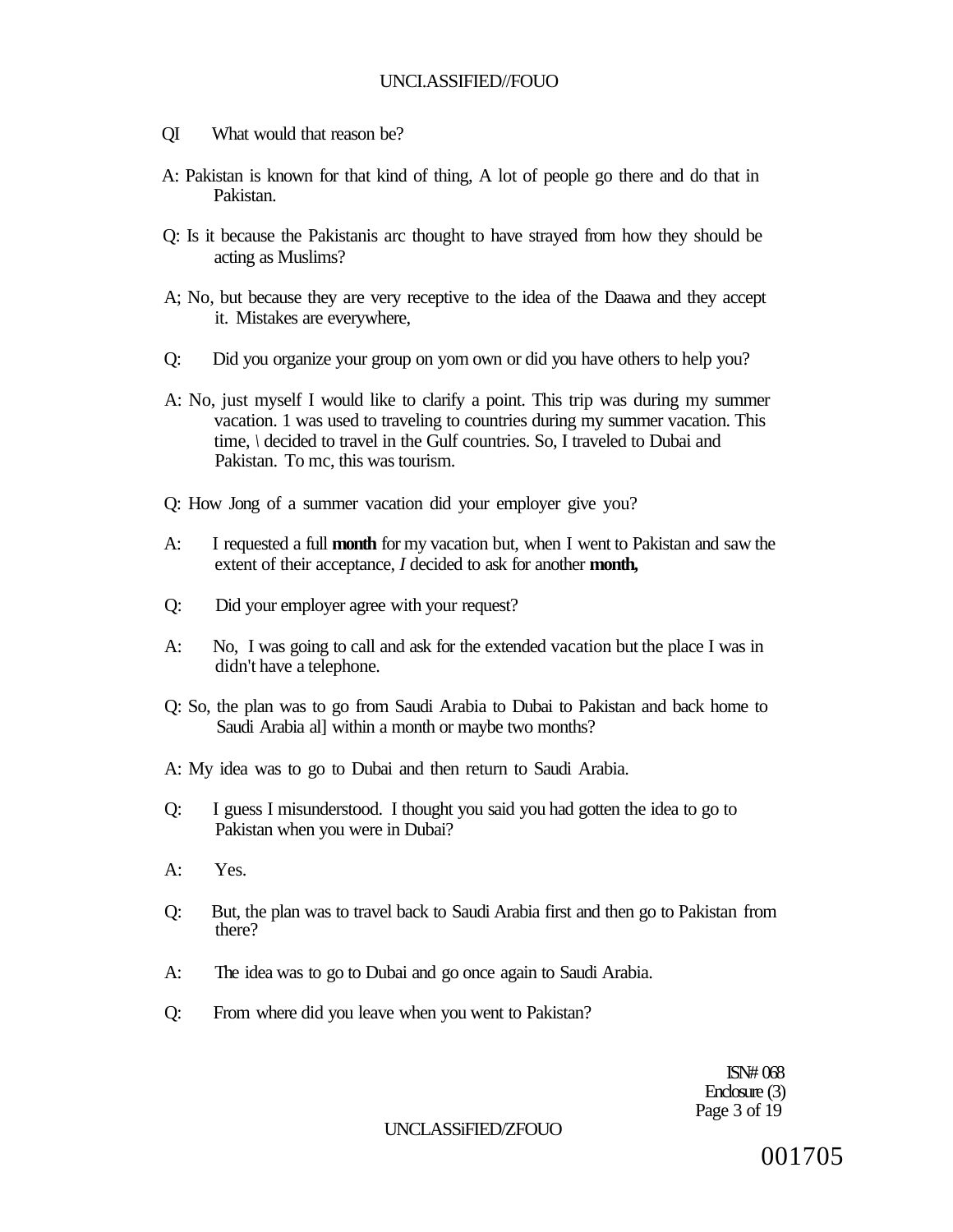QI What would that reason be?

A: Pakistan is known for that kind of thing, A lot of people go there and do that in Pakistan.

Q: Is it because the Pakistanis arc thought to have strayed from how they should be acting as Muslims?

A; No, but because they are very receptive to the idea of the Daawa and they accept it. Mistakes are everywhere,

Q: Did you organize your group on yom own or did you have others to help you?

A: No, just myself I would like to clarify a point. This trip was during my summer vacation. 1 was used to traveling to countries during my summer vacation. This time, \ decided to travel in the Gulf countries. So, I traveled to Dubai and Pakistan. To mc, this was tourism.

Q: How Jong of a summer vacation did your employer give you?

A: I requested a full **month** for my vacation but, when I went to Pakistan and saw the extent of their acceptance, *I* decided to ask for another **month,**

Q: Did your employer agree with your request?

A: No, I was going to call and ask for the extended vacation but the place I was in didn't have a telephone.

Q: So, the plan was to go from Saudi Arabia to Dubai to Pakistan and back home to Saudi Arabia al] within a month or maybe two months?

A: My idea was to go to Dubai and then return to Saudi Arabia.

Q: I guess I misunderstood. I thought you said you had gotten the idea to go to Pakistan when you were in Dubai?

A: Yes.

Q: But, the plan was to travel back to Saudi Arabia first and then go to Pakistan from there?

A: The idea was to go to Dubai and go once again to Saudi Arabia.

Q: From where did you leave when you went to Pakistan?

ISN# 068
Enclosure (3)

001705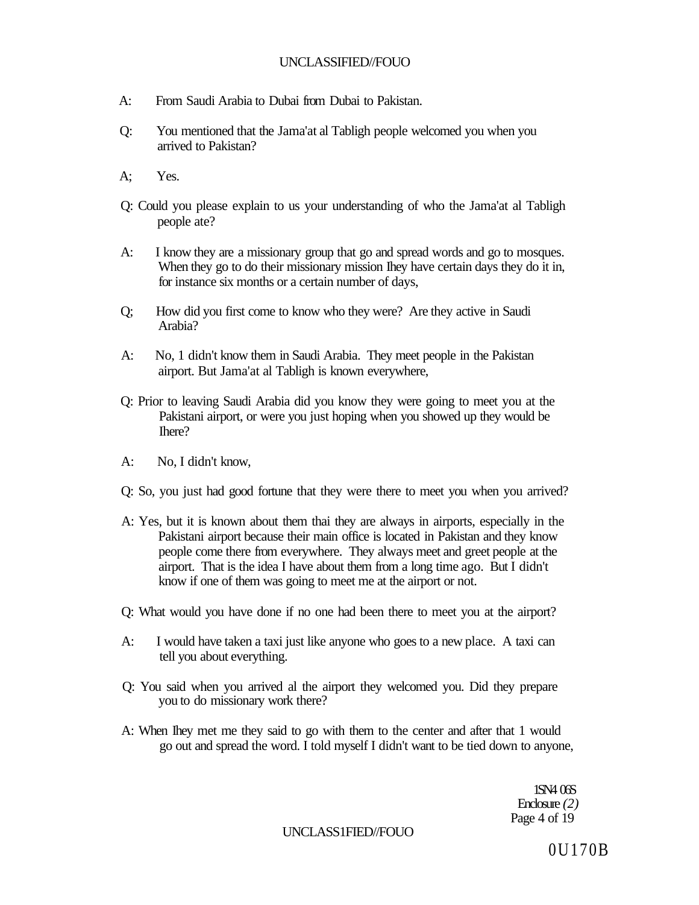A: From Saudi Arabia to Dubai from Dubai to Pakistan.

Q: You mentioned that the Jama'at al Tabligh people welcomed you when you arrived to Pakistan?

A; Yes.

Q: Could you please explain to us your understanding of who the Jama'at al Tabligh people ate?

A: I know they are a missionary group that go and spread words and go to mosques. When they go to do their missionary mission Ihey have certain days they do it in, for instance six months or a certain number of days,

Q; How did you first come to know who they were? Are they active in Saudi Arabia?

A: No, 1 didn't know them in Saudi Arabia. They meet people in the Pakistan airport. But Jama'at al Tabligh is known everywhere,

Q: Prior to leaving Saudi Arabia did you know they were going to meet you at the Pakistani airport, or were you just hoping when you showed up they would be Ihere?

A: No, I didn't know,

Q: So, you just had good fortune that they were there to meet you when you arrived?

A: Yes, but it is known about them thai they are always in airports, especially in the Pakistani airport because their main office is located in Pakistan and they know people come there from everywhere. They always meet and greet people at the airport. That is the idea I have about them from a long time ago. But I didn't know if one of them was going to meet me at the airport or not.

Q: What would you have done if no one had been there to meet you at the airport?

A: I would have taken a taxi just like anyone who goes to a new place. A taxi can tell you about everything.

Q: You said when you arrived al the airport they welcomed you. Did they prepare you to do missionary work there?

A: When Ihey met me they said to go with them to the center and after that 1 would go out and spread the word. I told myself I didn't want to be tied down to anyone,

1SN4 06S
Enclosure *(2)*

0U170B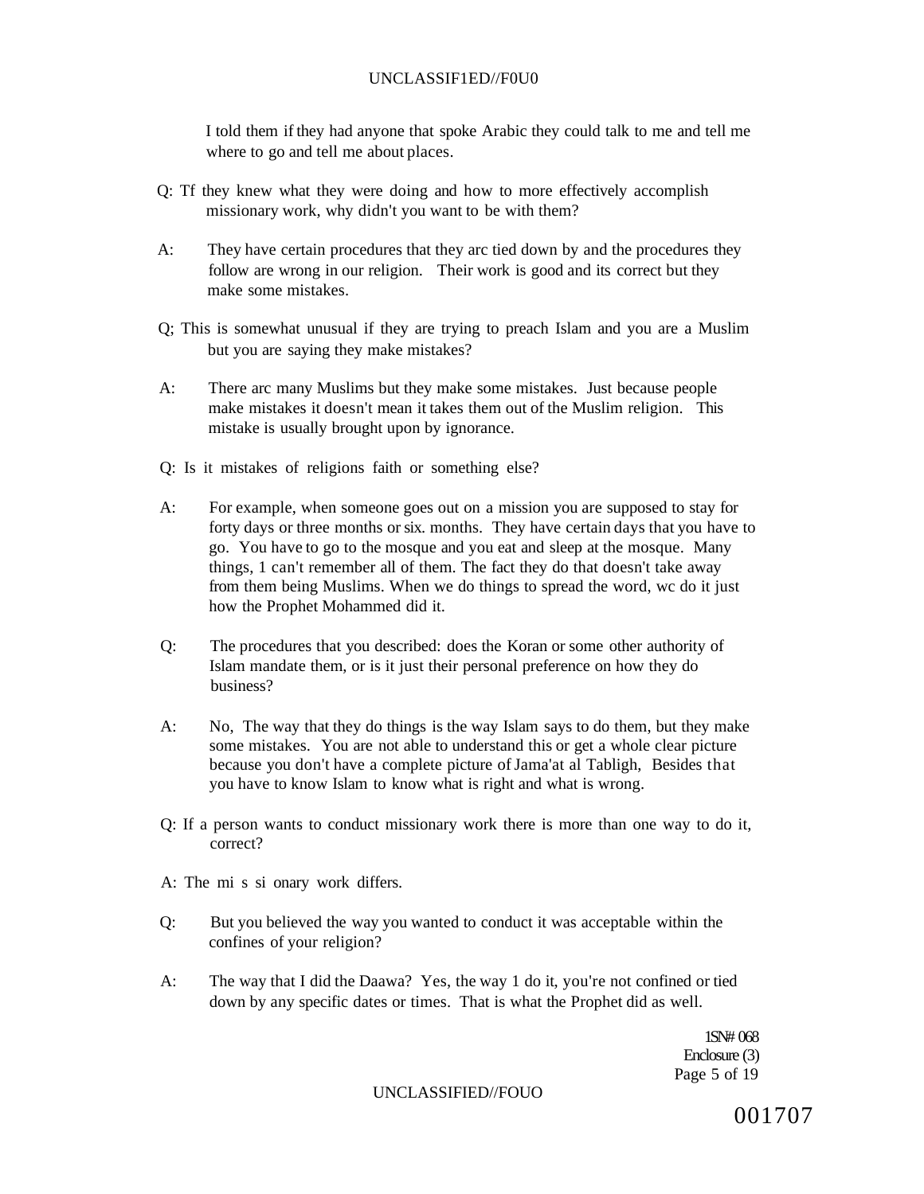I told them if they had anyone that spoke Arabic they could talk to me and tell me where to go and tell me about places.

Q: Tf they knew what they were doing and how to more effectively accomplish missionary work, why didn't you want to be with them?

A: They have certain procedures that they arc tied down by and the procedures they follow are wrong in our religion. Their work is good and its correct but they make some mistakes.

Q; This is somewhat unusual if they are trying to preach Islam and you are a Muslim but you are saying they make mistakes?

A: There arc many Muslims but they make some mistakes. Just because people make mistakes it doesn't mean it takes them out of the Muslim religion. This mistake is usually brought upon by ignorance.

Q: Is it mistakes of religions faith or something else?

A: For example, when someone goes out on a mission you are supposed to stay for forty days or three months or six. months. They have certain days that you have to go. You have to go to the mosque and you eat and sleep at the mosque. Many things, 1 can't remember all of them. The fact they do that doesn't take away from them being Muslims. When we do things to spread the word, wc do it just how the Prophet Mohammed did it.

Q: The procedures that you described: does the Koran or some other authority of Islam mandate them, or is it just their personal preference on how they do business?

A: No, The way that they do things is the way Islam says to do them, but they make some mistakes. You are not able to understand this or get a whole clear picture because you don't have a complete picture of Jama'at al Tabligh, Besides that you have to know Islam to know what is right and what is wrong.

Q: If a person wants to conduct missionary work there is more than one way to do it, correct?

A: The mi s si onary work differs.

Q: But you believed the way you wanted to conduct it was acceptable within the confines of your religion?

A: The way that I did the Daawa? Yes, the way 1 do it, you're not confined or tied down by any specific dates or times. That is what the Prophet did as well.

1SN# 068
Enclosure (3)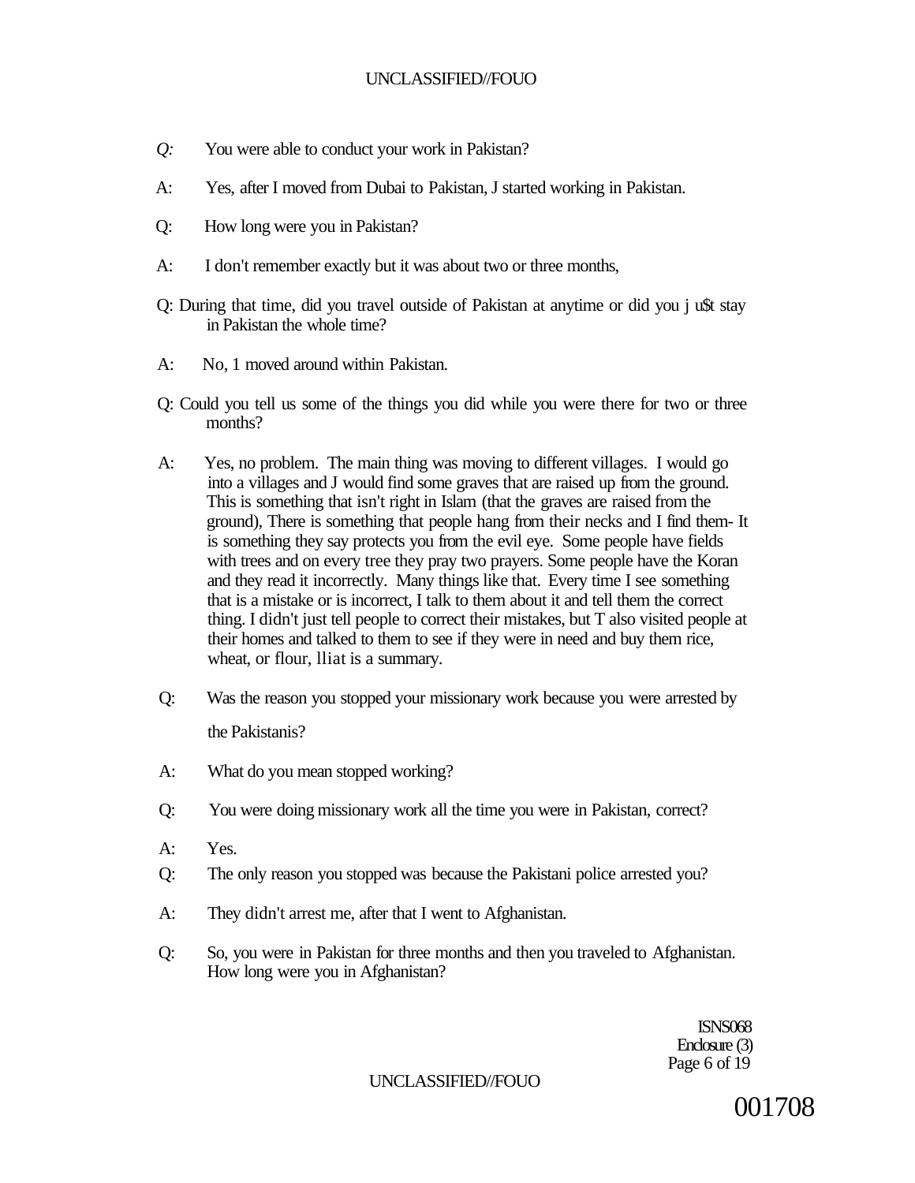*Q:* You were able to conduct your work in Pakistan?

A: Yes, after I moved from Dubai to Pakistan, J started working in Pakistan.

Q: How long were you in Pakistan?

A: I don't remember exactly but it was about two or three months,

Q: During that time, did you travel outside of Pakistan at anytime or did you j u$t stay in Pakistan the whole time?

A: No, 1 moved around within Pakistan.

Q: Could you tell us some of the things you did while you were there for two or three months?

A: Yes, no problem. The main thing was moving to different villages. I would go into a villages and J would find some graves that are raised up from the ground. This is something that isn't right in Islam (that the graves are raised from the ground), There is something that people hang from their necks and I find them- It is something they say protects you from the evil eye. Some people have fields with trees and on every tree they pray two prayers. Some people have the Koran and they read it incorrectly. Many things like that. Every time I see something that is a mistake or is incorrect, I talk to them about it and tell them the correct thing. I didn't just tell people to correct their mistakes, but T also visited people at their homes and talked to them to see if they were in need and buy them rice, wheat, or flour, lliat is a summary.

Q: Was the reason you stopped your missionary work because you were arrested by the Pakistanis?

A: What do you mean stopped working?

Q: You were doing missionary work all the time you were in Pakistan, correct?

A: Yes.

Q: The only reason you stopped was because the Pakistani police arrested you?

A: They didn't arrest me, after that I went to Afghanistan.

Q: So, you were in Pakistan for three months and then you traveled to Afghanistan. How long were you in Afghanistan?

ISNS068
Enclosure (3)

001708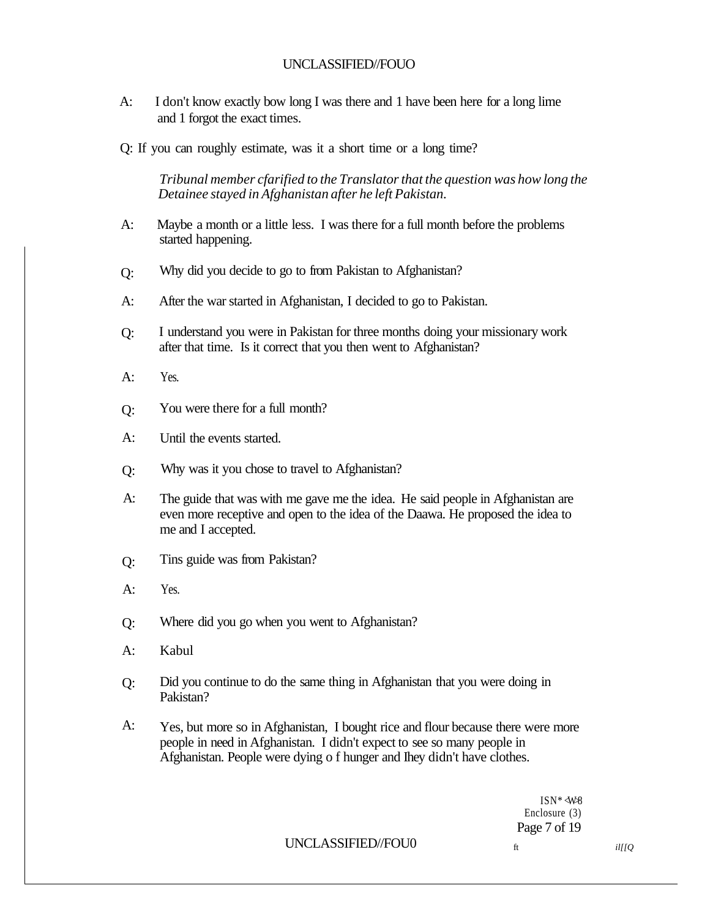A: I don't know exactly bow long I was there and 1 have been here for a long lime and 1 forgot the exact times.

Q: If you can roughly estimate, was it a short time or a long time?

*Tribunal member cfarified to the Translator that the question was how long the Detainee stayed in Afghanistan after he left Pakistan.*

A: Maybe a month or a little less. I was there for a full month before the problems started happening.

Q: Why did you decide to go to from Pakistan to Afghanistan?

A: After the war started in Afghanistan, I decided to go to Pakistan.

Q: I understand you were in Pakistan for three months doing your missionary work after that time. Is it correct that you then went to Afghanistan?

A: Yes.

Q: You were there for a full month?

A: Until the events started.

Q: Why was it you chose to travel to Afghanistan?

A: The guide that was with me gave me the idea. He said people in Afghanistan are even more receptive and open to the idea of the Daawa. He proposed the idea to me and I accepted.

Q: Tins guide was from Pakistan?

A: Yes.

Q: Where did you go when you went to Afghanistan?

A: Kabul

Q: Did you continue to do the same thing in Afghanistan that you were doing in Pakistan?

A: Yes, but more so in Afghanistan, I bought rice and flour because there were more people in need in Afghanistan. I didn't expect to see so many people in Afghanistan. People were dying o f hunger and Ihey didn't have clothes.

ISN* <W8
Enclosure (3)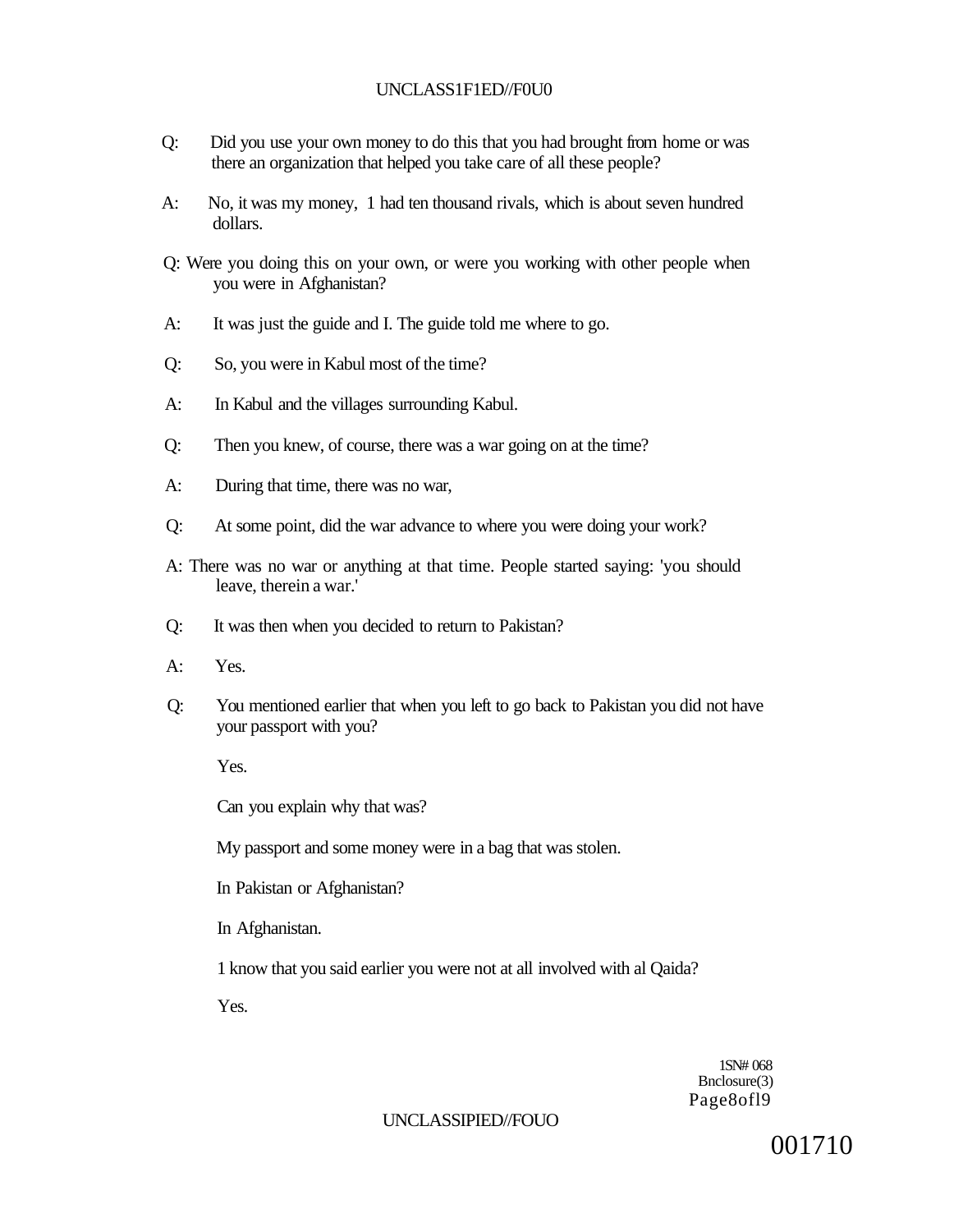Q: Did you use your own money to do this that you had brought from home or was there an organization that helped you take care of all these people?

A: No, it was my money, 1 had ten thousand rivals, which is about seven hundred dollars.

Q: Were you doing this on your own, or were you working with other people when you were in Afghanistan?

A: It was just the guide and I. The guide told me where to go.

Q: So, you were in Kabul most of the time?

A: In Kabul and the villages surrounding Kabul.

Q: Then you knew, of course, there was a war going on at the time?

A: During that time, there was no war,

Q: At some point, did the war advance to where you were doing your work?

A: There was no war or anything at that time. People started saying: 'you should leave, therein a war.'

Q: It was then when you decided to return to Pakistan?

A: Yes.

Q: You mentioned earlier that when you left to go back to Pakistan you did not have your passport with you?

Yes.

Can you explain why that was?

My passport and some money were in a bag that was stolen.

In Pakistan or Afghanistan?

In Afghanistan.

1 know that you said earlier you were not at all involved with al Qaida?

Yes.

1SN# 068
Bnclosure(3)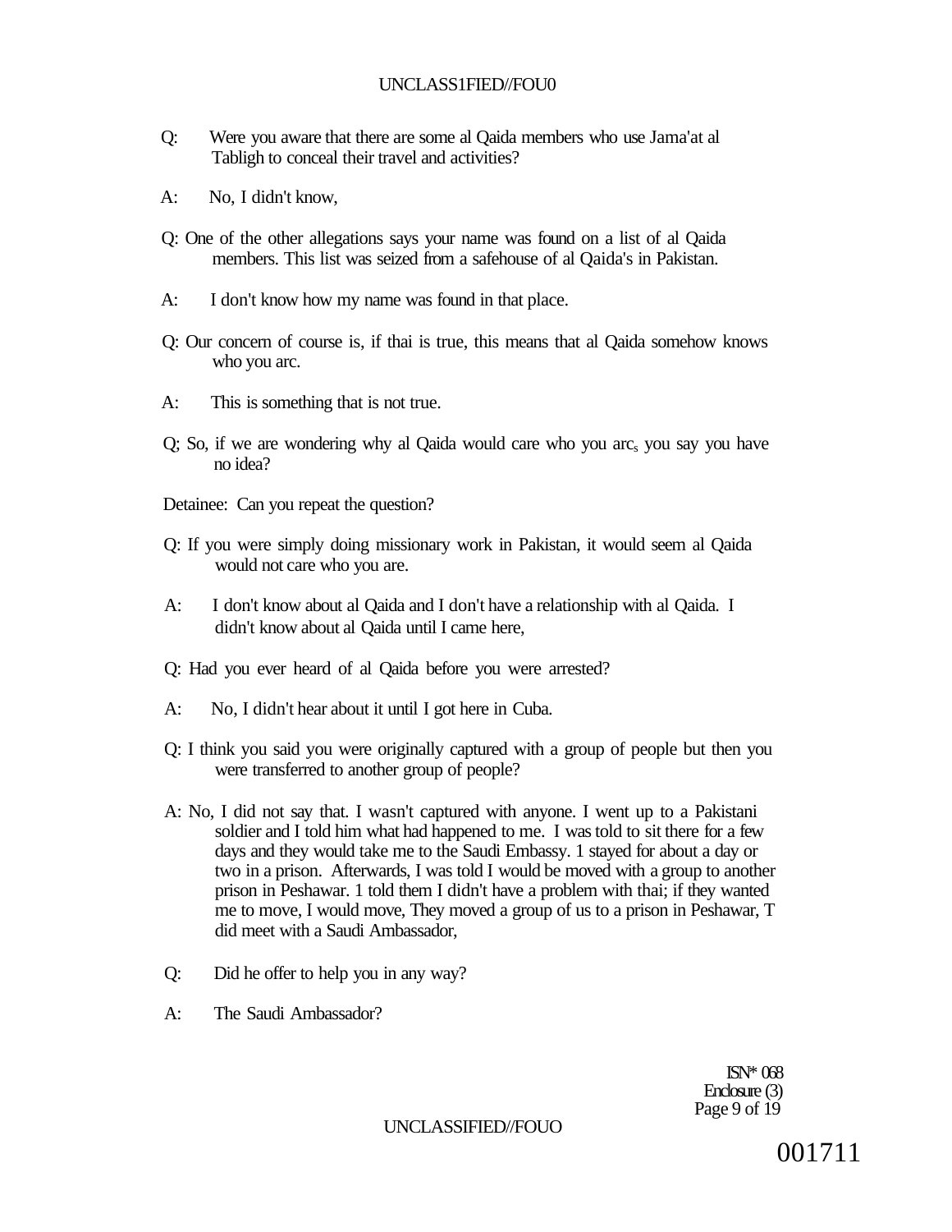Q: Were you aware that there are some al Qaida members who use Jama'at al Tabligh to conceal their travel and activities?

A: No, I didn't know,

Q: One of the other allegations says your name was found on a list of al Qaida members. This list was seized from a safehouse of al Qaida's in Pakistan.

A: I don't know how my name was found in that place.

Q: Our concern of course is, if thai is true, this means that al Qaida somehow knows who you arc.

A: This is something that is not true.

Q; So, if we are wondering why al Qaida would care who you arc, you say you have no idea?

Detainee: Can you repeat the question?

Q: If you were simply doing missionary work in Pakistan, it would seem al Qaida would not care who you are.

A: I don't know about al Qaida and I don't have a relationship with al Qaida. I didn't know about al Qaida until I came here,

Q: Had you ever heard of al Qaida before you were arrested?

A: No, I didn't hear about it until I got here in Cuba.

Q: I think you said you were originally captured with a group of people but then you were transferred to another group of people?

A: No, I did not say that. I wasn't captured with anyone. I went up to a Pakistani soldier and I told him what had happened to me. I was told to sit there for a few days and they would take me to the Saudi Embassy. 1 stayed for about a day or two in a prison. Afterwards, I was told I would be moved with a group to another prison in Peshawar. 1 told them I didn't have a problem with thai; if they wanted me to move, I would move, They moved a group of us to a prison in Peshawar, T did meet with a Saudi Ambassador,

Q: Did he offer to help you in any way?

A: The Saudi Ambassador?

ISN* 068
Enclosure (3)

001711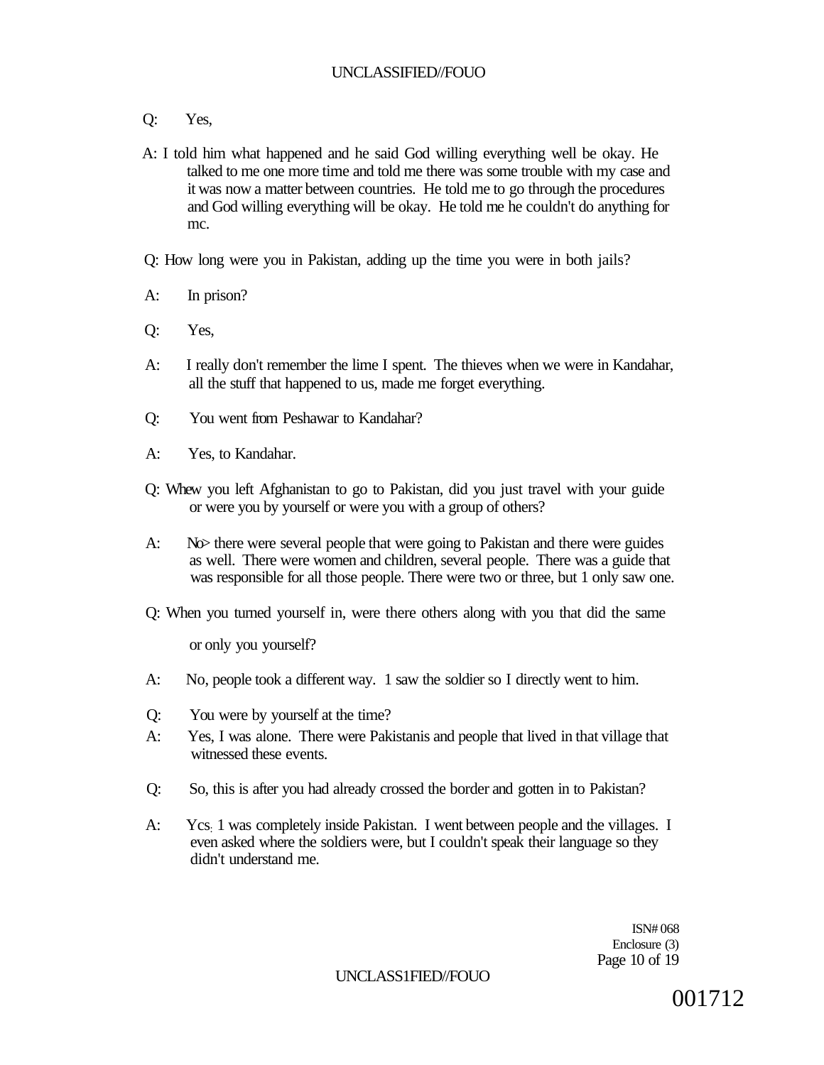Q: Yes,

A: I told him what happened and he said God willing everything well be okay. He talked to me one more time and told me there was some trouble with my case and it was now a matter between countries. He told me to go through the procedures and God willing everything will be okay. He told me he couldn't do anything for mc.

Q: How long were you in Pakistan, adding up the time you were in both jails?

A: In prison?

Q: Yes,

A: I really don't remember the lime I spent. The thieves when we were in Kandahar, all the stuff that happened to us, made me forget everything.

Q: You went from Peshawar to Kandahar?

A: Yes, to Kandahar.

Q: Whew you left Afghanistan to go to Pakistan, did you just travel with your guide or were you by yourself or were you with a group of others?

A: No> there were several people that were going to Pakistan and there were guides as well. There were women and children, several people. There was a guide that was responsible for all those people. There were two or three, but 1 only saw one.

Q: When you turned yourself in, were there others along with you that did the same or only you yourself?

A: No, people took a different way. 1 saw the soldier so I directly went to him.

Q: You were by yourself at the time?

A: Yes, I was alone. There were Pakistanis and people that lived in that village that witnessed these events.

Q: So, this is after you had already crossed the border and gotten in to Pakistan?

A: Ycs; 1 was completely inside Pakistan. I went between people and the villages. I even asked where the soldiers were, but I couldn't speak their language so they didn't understand me.

ISN# 068
Enclosure (3)

001712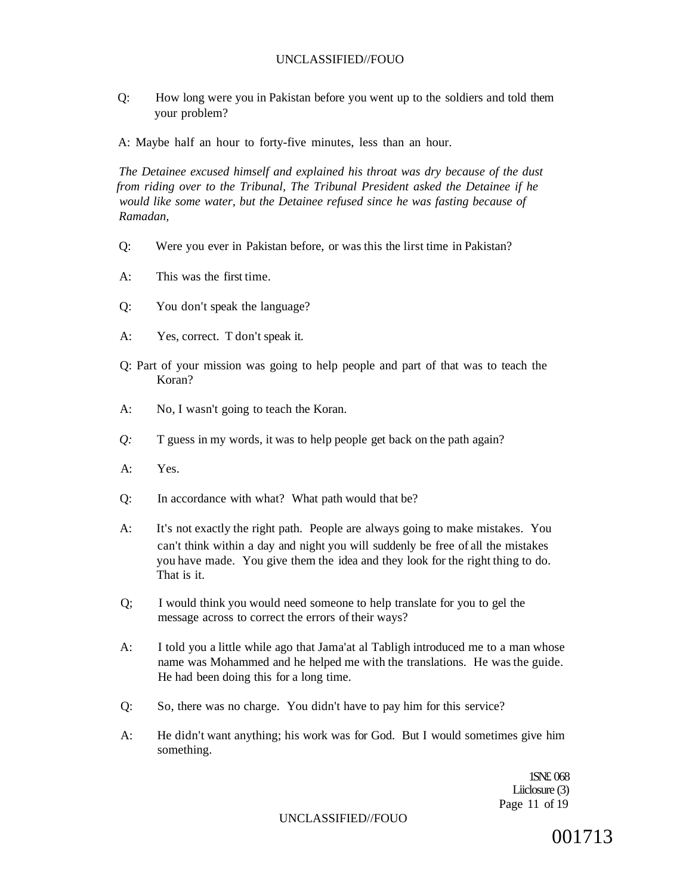Q: How long were you in Pakistan before you went up to the soldiers and told them your problem?

A: Maybe half an hour to forty-five minutes, less than an hour.

*The Detainee excused himself and explained his throat was dry because of the dust from riding over to the Tribunal, The Tribunal President asked the Detainee if he would like some water, but the Detainee refused since he was fasting because of Ramadan,*

Q: Were you ever in Pakistan before, or was this the lirst time in Pakistan?

A: This was the first time.

Q: You don't speak the language?

A: Yes, correct. T don't speak it.

Q: Part of your mission was going to help people and part of that was to teach the Koran?

A: No, I wasn't going to teach the Koran.

*Q:* T guess in my words, it was to help people get back on the path again?

A: Yes.

Q: In accordance with what? What path would that be?

A: It's not exactly the right path. People are always going to make mistakes. You can't think within a day and night you will suddenly be free of all the mistakes you have made. You give them the idea and they look for the right thing to do. That is it.

Q; I would think you would need someone to help translate for you to gel the message across to correct the errors of their ways?

A: I told you a little while ago that Jama'at al Tabligh introduced me to a man whose name was Mohammed and he helped me with the translations. He was the guide. He had been doing this for a long time.

Q: So, there was no charge. You didn't have to pay him for this service?

A: He didn't want anything; his work was for God. But I would sometimes give him something.

1SNE 068
Liiclosure (3)

001713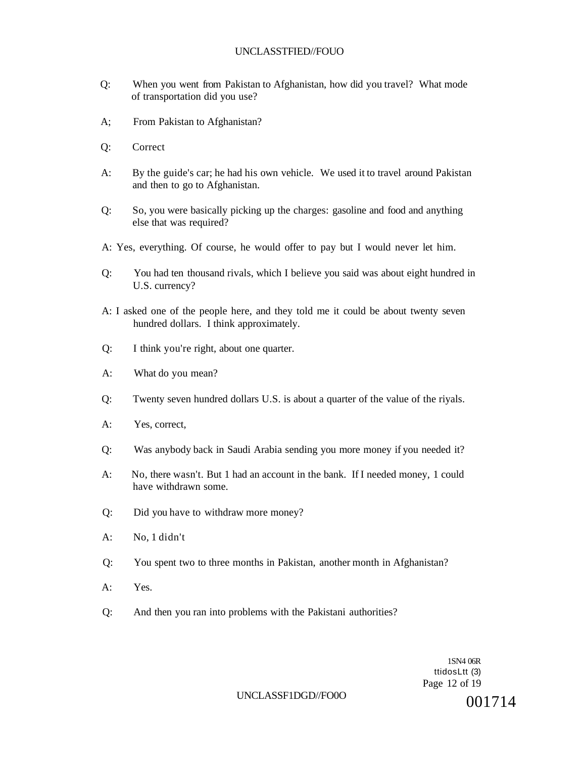Q: When you went from Pakistan to Afghanistan, how did you travel? What mode of transportation did you use?

A; From Pakistan to Afghanistan?

Q: Correct

A: By the guide's car; he had his own vehicle. We used it to travel around Pakistan and then to go to Afghanistan.

Q: So, you were basically picking up the charges: gasoline and food and anything else that was required?

A: Yes, everything. Of course, he would offer to pay but I would never let him.

Q: You had ten thousand rivals, which I believe you said was about eight hundred in U.S. currency?

A: I asked one of the people here, and they told me it could be about twenty seven hundred dollars. I think approximately.

Q: I think you're right, about one quarter.

A: What do you mean?

Q: Twenty seven hundred dollars U.S. is about a quarter of the value of the riyals.

A: Yes, correct,

Q: Was anybody back in Saudi Arabia sending you more money if you needed it?

A: No, there wasn't. But 1 had an account in the bank. If I needed money, 1 could have withdrawn some.

Q: Did you have to withdraw more money?

A: No, 1 didn't

Q: You spent two to three months in Pakistan, another month in Afghanistan?

A: Yes.

Q: And then you ran into problems with the Pakistani authorities?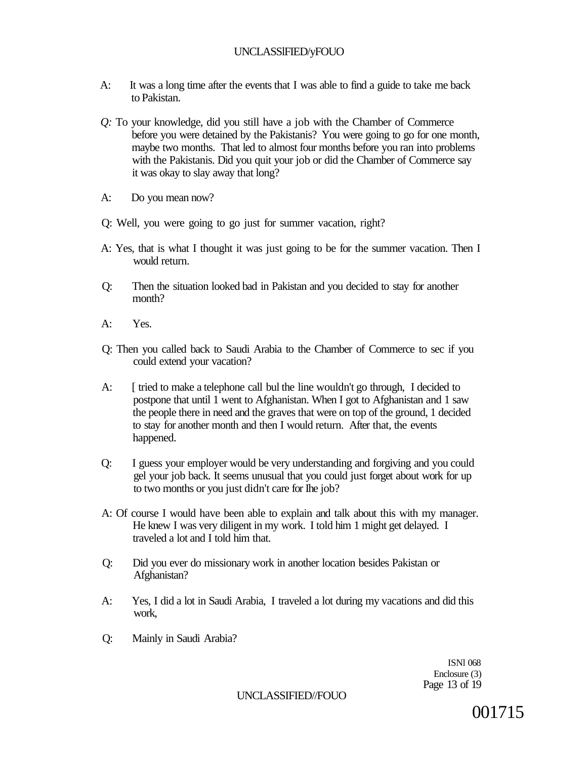A: It was a long time after the events that I was able to find a guide to take me back to Pakistan.

*Q:* To your knowledge, did you still have a job with the Chamber of Commerce before you were detained by the Pakistanis? You were going to go for one month, maybe two months. That led to almost four months before you ran into problems with the Pakistanis. Did you quit your job or did the Chamber of Commerce say it was okay to slay away that long?

A: Do you mean now?

Q: Well, you were going to go just for summer vacation, right?

A: Yes, that is what I thought it was just going to be for the summer vacation. Then I would return.

Q: Then the situation looked bad in Pakistan and you decided to stay for another month?

A: Yes.

Q: Then you called back to Saudi Arabia to the Chamber of Commerce to sec if you could extend your vacation?

A: [ tried to make a telephone call bul the line wouldn't go through, I decided to postpone that until 1 went to Afghanistan. When I got to Afghanistan and 1 saw the people there in need and the graves that were on top of the ground, 1 decided to stay for another month and then I would return. After that, the events happened.

Q: I guess your employer would be very understanding and forgiving and you could gel your job back. It seems unusual that you could just forget about work for up to two months or you just didn't care for Ihe job?

A: Of course I would have been able to explain and talk about this with my manager. He knew I was very diligent in my work. I told him 1 might get delayed. I traveled a lot and I told him that.

Q: Did you ever do missionary work in another location besides Pakistan or Afghanistan?

A: Yes, I did a lot in Saudi Arabia, I traveled a lot during my vacations and did this work,

Q: Mainly in Saudi Arabia?

ISNl 068
Enclosure (3)

001715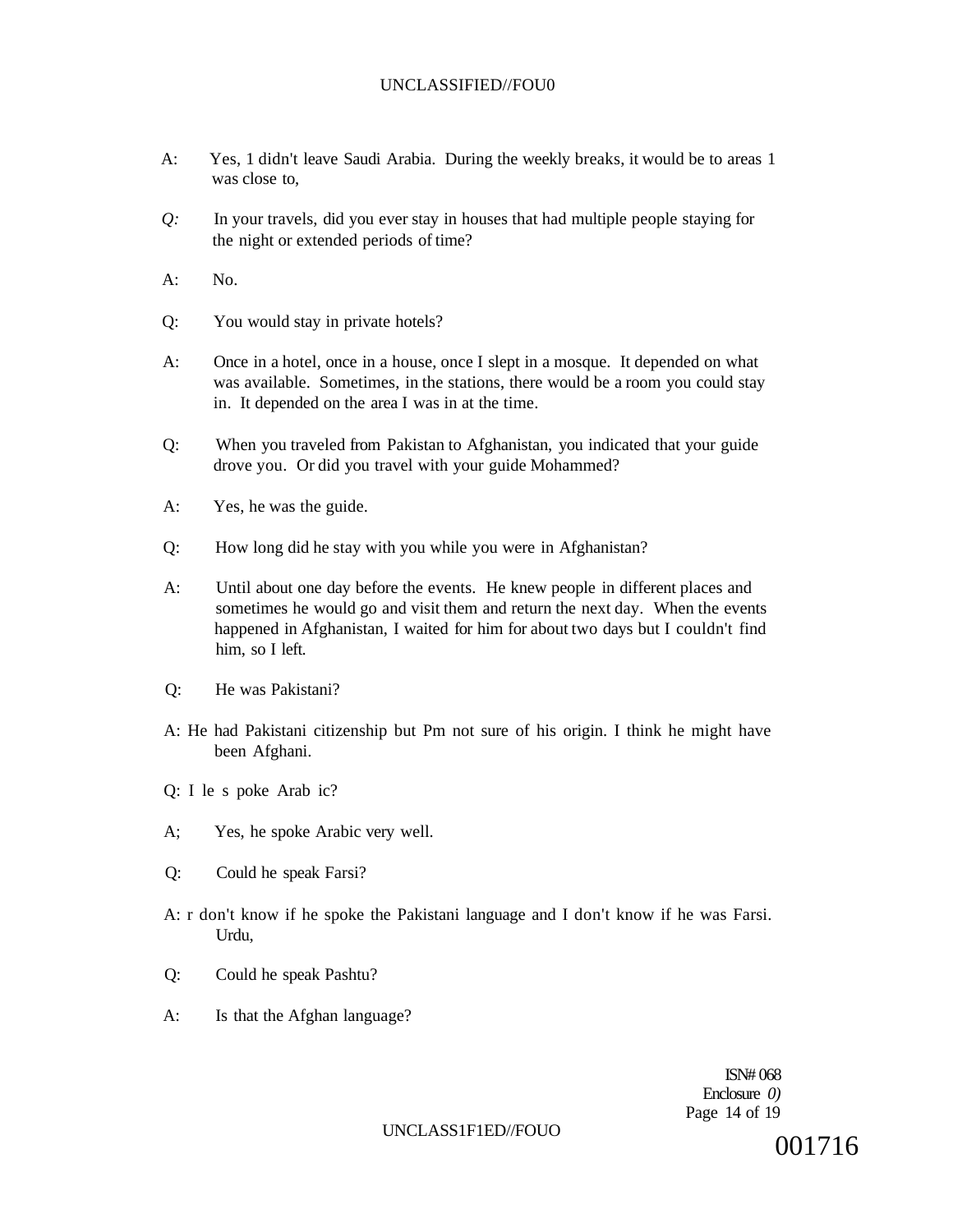A: Yes, 1 didn't leave Saudi Arabia. During the weekly breaks, it would be to areas 1 was close to,

*Q:* In your travels, did you ever stay in houses that had multiple people staying for the night or extended periods of time?

A: No.

Q: You would stay in private hotels?

A: Once in a hotel, once in a house, once I slept in a mosque. It depended on what was available. Sometimes, in the stations, there would be a room you could stay in. It depended on the area I was in at the time.

Q: When you traveled from Pakistan to Afghanistan, you indicated that your guide drove you. Or did you travel with your guide Mohammed?

A: Yes, he was the guide.

Q: How long did he stay with you while you were in Afghanistan?

A: Until about one day before the events. He knew people in different places and sometimes he would go and visit them and return the next day. When the events happened in Afghanistan, I waited for him for about two days but I couldn't find him, so I left.

Q: He was Pakistani?

A: He had Pakistani citizenship but Pm not sure of his origin. I think he might have been Afghani.

Q: I le s poke Arab ic?

A; Yes, he spoke Arabic very well.

Q: Could he speak Farsi?

A: r don't know if he spoke the Pakistani language and I don't know if he was Farsi. Urdu,

Q: Could he speak Pashtu?

A: Is that the Afghan language?

ISN# 068
Enclosure *0)*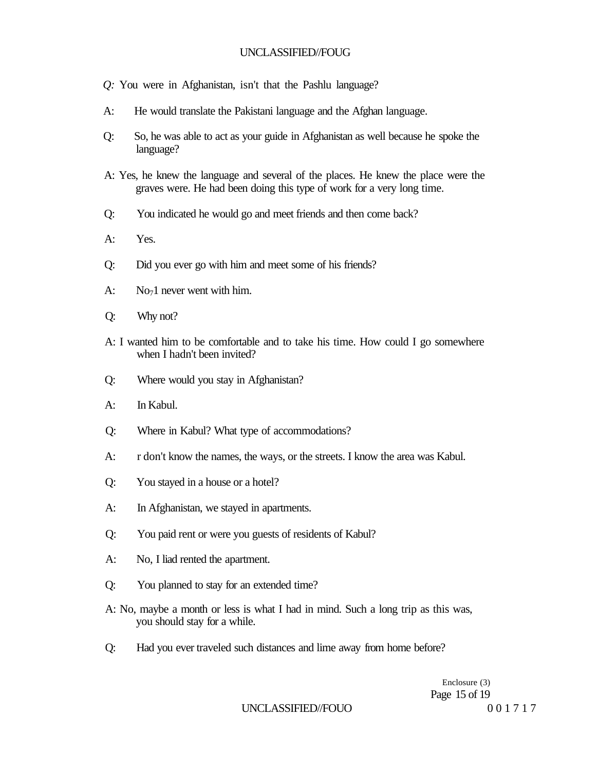*Q:* You were in Afghanistan, isn't that the Pashlu language?

A: He would translate the Pakistani language and the Afghan language.

Q: So, he was able to act as your guide in Afghanistan as well because he spoke the language?

A: Yes, he knew the language and several of the places. He knew the place were the graves were. He had been doing this type of work for a very long time.

Q: You indicated he would go and meet friends and then come back?

A: Yes.

Q: Did you ever go with him and meet some of his friends?

A: No7I never went with him.

Q: Why not?

A: I wanted him to be comfortable and to take his time. How could I go somewhere when I hadn't been invited?

Q: Where would you stay in Afghanistan?

A: In Kabul.

Q: Where in Kabul? What type of accommodations?

A: r don't know the names, the ways, or the streets. I know the area was Kabul.

Q: You stayed in a house or a hotel?

A: In Afghanistan, we stayed in apartments.

Q: You paid rent or were you guests of residents of Kabul?

A: No, I liad rented the apartment.

Q: You planned to stay for an extended time?

A: No, maybe a month or less is what I had in mind. Such a long trip as this was, you should stay for a while.

Q: Had you ever traveled such distances and lime away from home before?

Enclosure (3)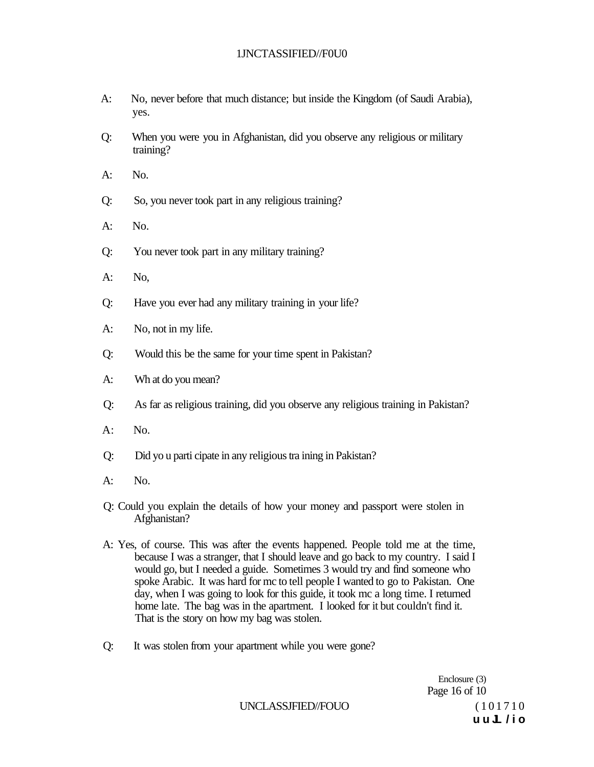A: No, never before that much distance; but inside the Kingdom (of Saudi Arabia), yes.

Q: When you were you in Afghanistan, did you observe any religious or military training?

A: No.

Q: So, you never took part in any religious training?

A: No.

Q: You never took part in any military training?

A: No,

Q: Have you ever had any military training in your life?

A: No, not in my life.

Q: Would this be the same for your time spent in Pakistan?

A: Wh at do you mean?

Q: As far as religious training, did you observe any religious training in Pakistan?

A: No.

Q: Did yo u parti cipate in any religious tra ining in Pakistan?

A: No.

Q: Could you explain the details of how your money and passport were stolen in Afghanistan?

A: Yes, of course. This was after the events happened. People told me at the time, because I was a stranger, that I should leave and go back to my country. I said I would go, but I needed a guide. Sometimes 3 would try and find someone who spoke Arabic. It was hard for mc to tell people I wanted to go to Pakistan. One day, when I was going to look for this guide, it took mc a long time. I returned home late. The bag was in the apartment. I looked for it but couldn't find it. That is the story on how my bag was stolen.

Q: It was stolen from your apartment while you were gone?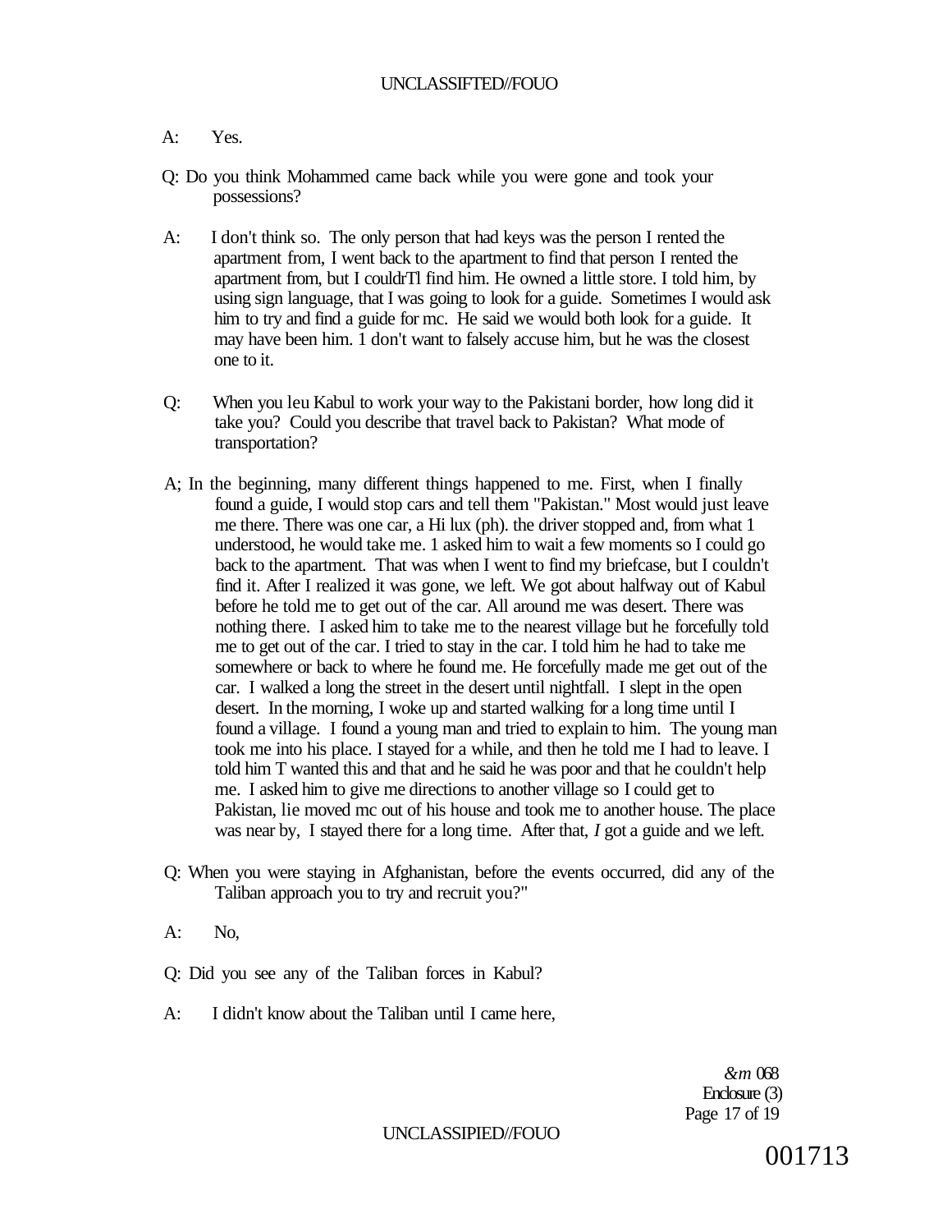A: Yes.

Q: Do you think Mohammed came back while you were gone and took your possessions?

A: I don't think so. The only person that had keys was the person I rented the apartment from, I went back to the apartment to find that person I rented the apartment from, but I couldrTl find him. He owned a little store. I told him, by using sign language, that I was going to look for a guide. Sometimes I would ask him to try and find a guide for mc. He said we would both look for a guide. It may have been him. 1 don't want to falsely accuse him, but he was the closest one to it.

Q: When you leu Kabul to work your way to the Pakistani border, how long did it take you? Could you describe that travel back to Pakistan? What mode of transportation?

A; In the beginning, many different things happened to me. First, when I finally found a guide, I would stop cars and tell them "Pakistan." Most would just leave me there. There was one car, a Hi lux (ph). the driver stopped and, from what 1 understood, he would take me. 1 asked him to wait a few moments so I could go back to the apartment. That was when I went to find my briefcase, but I couldn't find it. After I realized it was gone, we left. We got about halfway out of Kabul before he told me to get out of the car. All around me was desert. There was nothing there. I asked him to take me to the nearest village but he forcefully told me to get out of the car. I tried to stay in the car. I told him he had to take me somewhere or back to where he found me. He forcefully made me get out of the car. I walked a long the street in the desert until nightfall. I slept in the open desert. In the morning, I woke up and started walking for a long time until I found a village. I found a young man and tried to explain to him. The young man took me into his place. I stayed for a while, and then he told me I had to leave. I told him T wanted this and that and he said he was poor and that he couldn't help me. I asked him to give me directions to another village so I could get to Pakistan, lie moved mc out of his house and took me to another house. The place was near by, I stayed there for a long time. After that, *I* got a guide and we left.

Q: When you were staying in Afghanistan, before the events occurred, did any of the Taliban approach you to try and recruit you?"

A: No,

Q: Did you see any of the Taliban forces in Kabul?

A: I didn't know about the Taliban until I came here,

*&m* 068
Enclosure (3)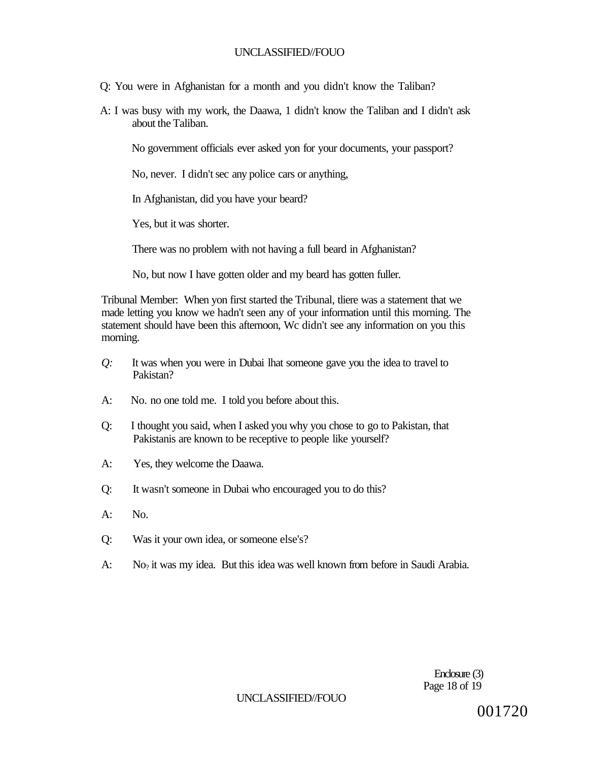Q: You were in Afghanistan for a month and you didn't know the Taliban?

A: I was busy with my work, the Daawa, 1 didn't know the Taliban and I didn't ask about the Taliban.

No government officials ever asked yon for your documents, your passport?

No, never. I didn't sec any police cars or anything,

In Afghanistan, did you have your beard?

Yes, but it was shorter.

There was no problem with not having a full beard in Afghanistan?

No, but now I have gotten older and my beard has gotten fuller.

Tribunal Member: When yon first started the Tribunal, tliere was a statement that we made letting you know we hadn't seen any of your information until this morning. The statement should have been this afternoon, Wc didn't see any information on you this morning.

*Q:* It was when you were in Dubai lhat someone gave you the idea to travel to Pakistan?

A: No. no one told me. I told you before about this.

Q: I thought you said, when I asked you why you chose to go to Pakistan, that Pakistanis are known to be receptive to people like yourself?

A: Yes, they welcome the Daawa.

Q: It wasn't someone in Dubai who encouraged you to do this?

A: No.

Q: Was it your own idea, or someone else's?

A: No? it was my idea. But this idea was well known from before in Saudi Arabia.

Enclosure (3)

001720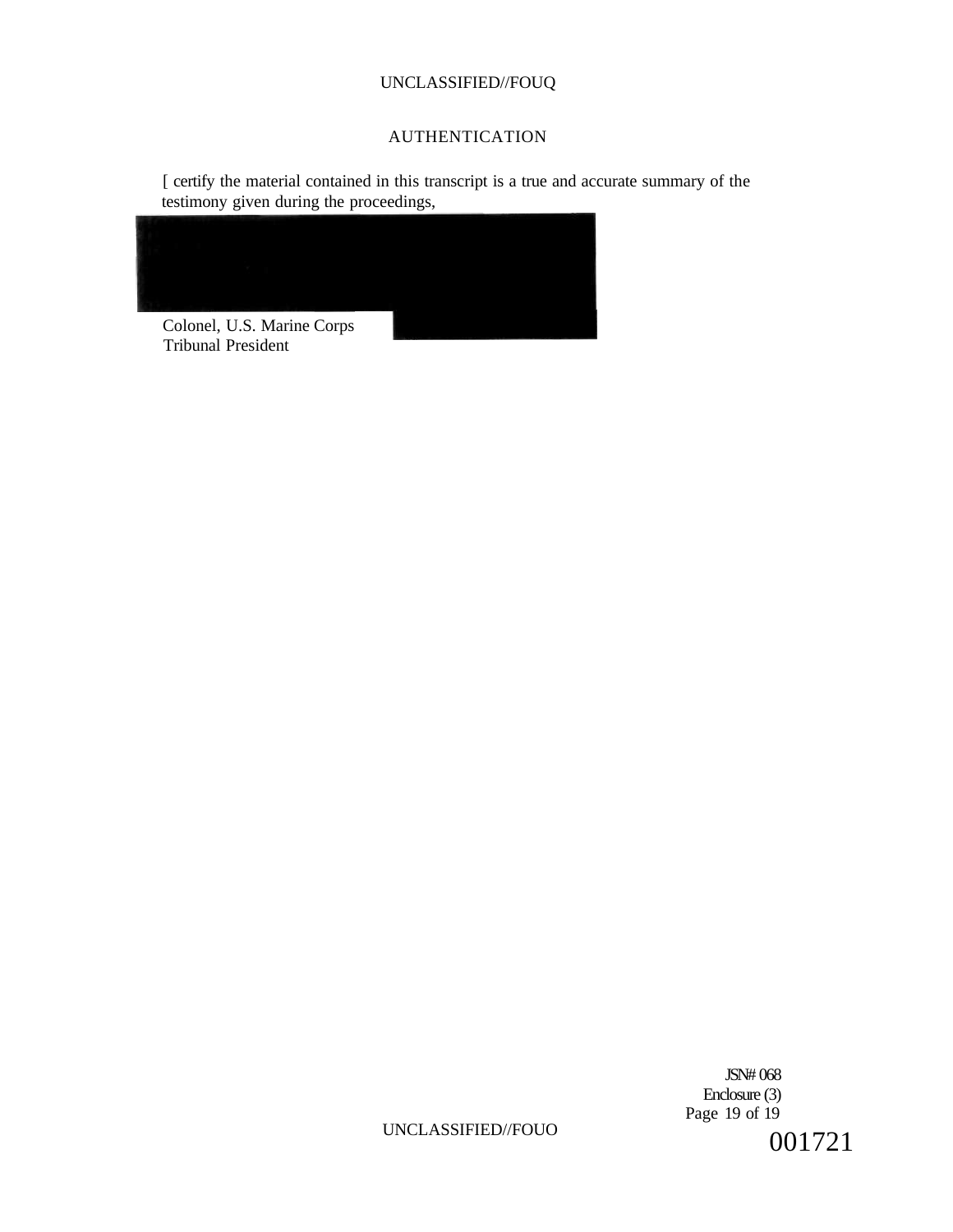# AUTHENTICATION

[ certify the material contained in this transcript is a true and accurate summary of the testimony given during the proceedings,

Colonel, U.S. Marine Corps
Tribunal President

JSN# 068
Enclosure (3)

001721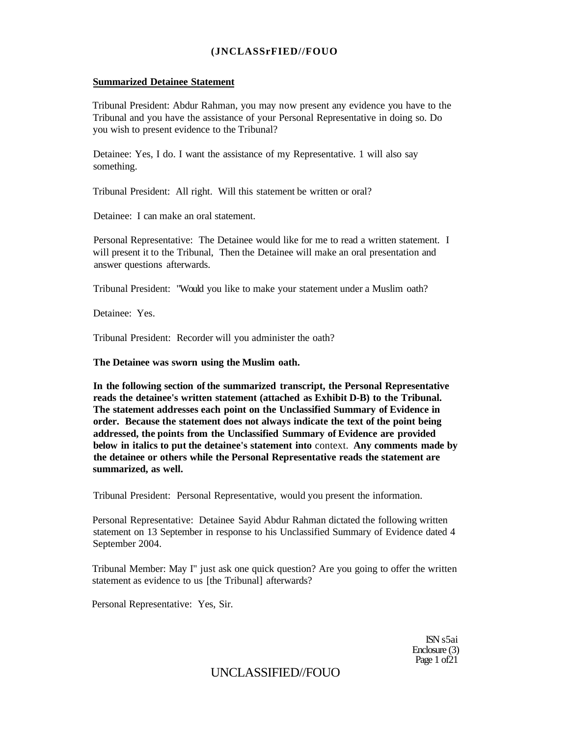**Summarized Detainee Statement**

Tribunal President: Abdur Rahman, you may now present any evidence you have to the Tribunal and you have the assistance of your Personal Representative in doing so. Do you wish to present evidence to the Tribunal?

Detainee: Yes, I do. I want the assistance of my Representative. 1 will also say something.

Tribunal President: All right. Will this statement be written or oral?

Detainee: I can make an oral statement.

Personal Representative: The Detainee would like for me to read a written statement. I will present it to the Tribunal, Then the Detainee will make an oral presentation and answer questions afterwards.

Tribunal President: "Would you like to make your statement under a Muslim oath?

Detainee: Yes.

Tribunal President: Recorder will you administer the oath?

**The Detainee was sworn using the Muslim oath.**

**In the following section of the summarized transcript, the Personal Representative reads the detainee's written statement (attached as Exhibit D-B) to the Tribunal. The statement addresses each point on the Unclassified Summary of Evidence in order. Because the statement does not always indicate the text of the point being addressed, the points from the Unclassified Summary of Evidence are provided below in italics to put the detainee's statement into** context. **Any comments made by the detainee or others while the Personal Representative reads the statement are summarized, as well.**

Tribunal President: Personal Representative, would you present the information.

Personal Representative: Detainee Sayid Abdur Rahman dictated the following written statement on 13 September in response to his Unclassified Summary of Evidence dated 4 September 2004.

Tribunal Member: May I" just ask one quick question? Are you going to offer the written statement as evidence to us [the Tribunal] afterwards?

Personal Representative: Yes, Sir.

ISN s5ai
Enclosure (3)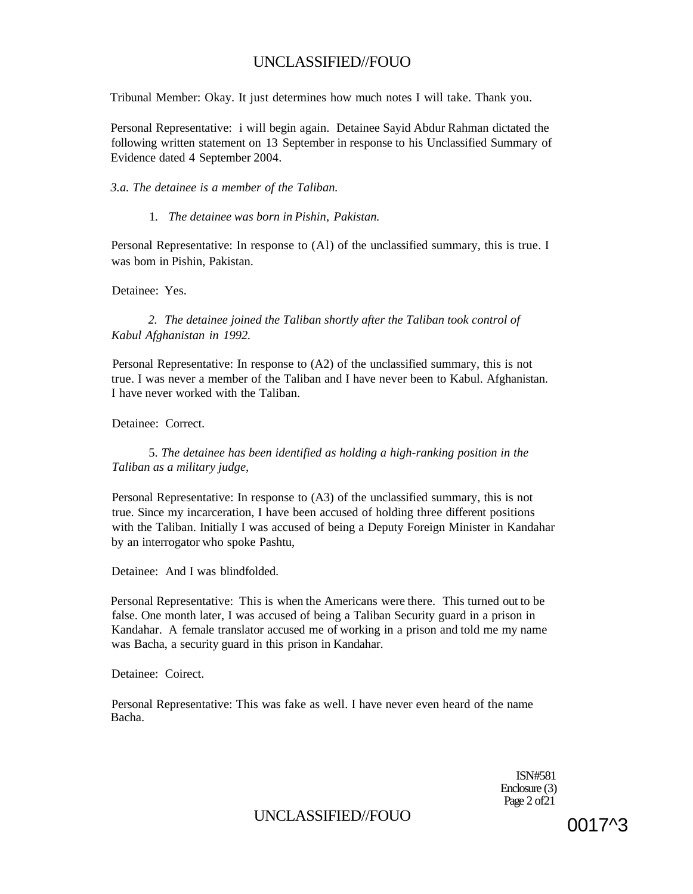Tribunal Member: Okay. It just determines how much notes I will take. Thank you.

Personal Representative: i will begin again. Detainee Sayid Abdur Rahman dictated the following written statement on 13 September in response to his Unclassified Summary of Evidence dated 4 September 2004.

*3.a. The detainee is a member of the Taliban.*

1. *The detainee was born in Pishin, Pakistan.*

Personal Representative: In response to (Al) of the unclassified summary, this is true. I was bom in Pishin, Pakistan.

Detainee: Yes.

*2. The detainee joined the Taliban shortly after the Taliban took control of Kabul Afghanistan in 1992.*

Personal Representative: In response to (A2) of the unclassified summary, this is not true. I was never a member of the Taliban and I have never been to Kabul. Afghanistan. I have never worked with the Taliban.

Detainee: Correct.

5. *The detainee has been identified as holding a high-ranking position in the Taliban as a military judge,*

Personal Representative: In response to (A3) of the unclassified summary, this is not true. Since my incarceration, I have been accused of holding three different positions with the Taliban. Initially I was accused of being a Deputy Foreign Minister in Kandahar by an interrogator who spoke Pashtu,

Detainee: And I was blindfolded.

Personal Representative: This is when the Americans were there. This turned out to be false. One month later, I was accused of being a Taliban Security guard in a prison in Kandahar. A female translator accused me of working in a prison and told me my name was Bacha, a security guard in this prison in Kandahar.

Detainee: Coirect.

Personal Representative: This was fake as well. I have never even heard of the name Bacha.

ISN#581
Enclosure (3)
Page 2 of21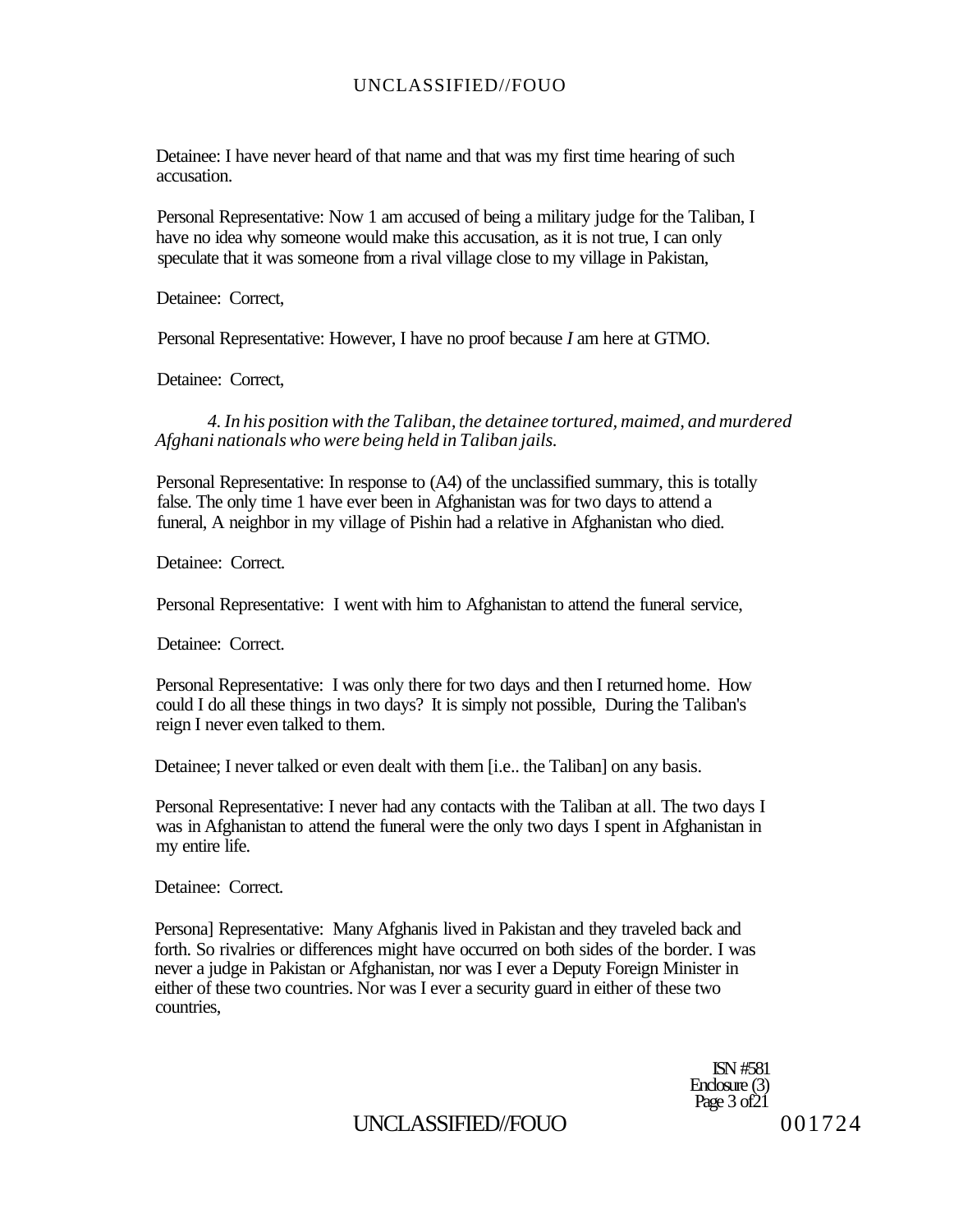Detainee: I have never heard of that name and that was my first time hearing of such accusation.

Personal Representative: Now 1 am accused of being a military judge for the Taliban, I have no idea why someone would make this accusation, as it is not true, I can only speculate that it was someone from a rival village close to my village in Pakistan,

Detainee: Correct,

Personal Representative: However, I have no proof because *I* am here at GTMO.

Detainee: Correct,

*4. In his position with the Taliban, the detainee tortured, maimed, and murdered Afghani nationals who were being held in Taliban jails.*

Personal Representative: In response to (A4) of the unclassified summary, this is totally false. The only time 1 have ever been in Afghanistan was for two days to attend a funeral, A neighbor in my village of Pishin had a relative in Afghanistan who died.

Detainee: Correct.

Personal Representative: I went with him to Afghanistan to attend the funeral service,

Detainee: Correct.

Personal Representative: I was only there for two days and then I returned home. How could I do all these things in two days? It is simply not possible, During the Taliban's reign I never even talked to them.

Detainee; I never talked or even dealt with them [i.e.. the Taliban] on any basis.

Personal Representative: I never had any contacts with the Taliban at all. The two days I was in Afghanistan to attend the funeral were the only two days I spent in Afghanistan in my entire life.

Detainee: Correct.

Persona] Representative: Many Afghanis lived in Pakistan and they traveled back and forth. So rivalries or differences might have occurred on both sides of the border. I was never a judge in Pakistan or Afghanistan, nor was I ever a Deputy Foreign Minister in either of these two countries. Nor was I ever a security guard in either of these two countries,

ISN #581
Enclosure (3)
Page 3 of21

001724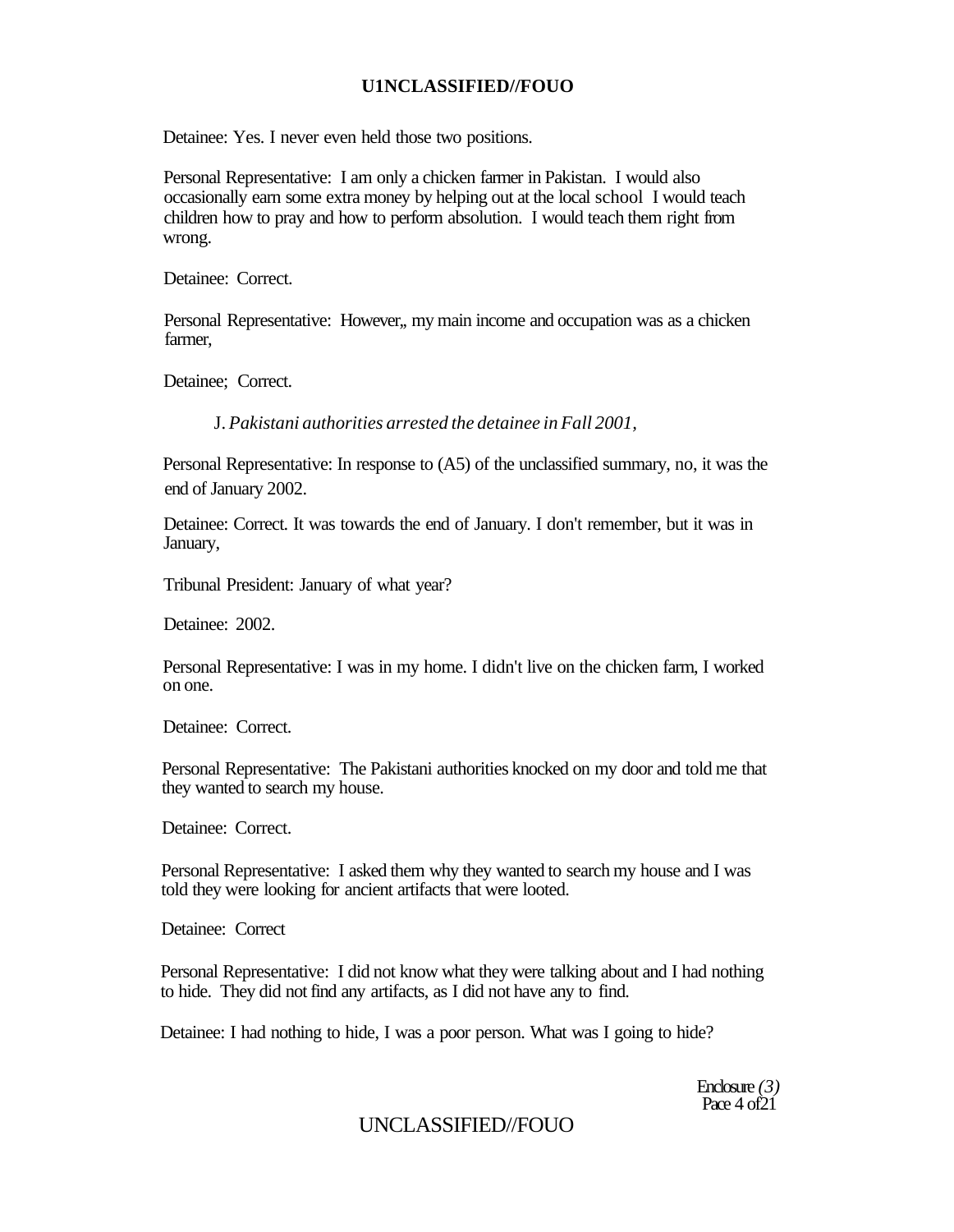Detainee: Yes. I never even held those two positions.

Personal Representative: I am only a chicken farmer in Pakistan. I would also occasionally earn some extra money by helping out at the local school I would teach children how to pray and how to perform absolution. I would teach them right from wrong.

Detainee: Correct.

Personal Representative: However,, my main income and occupation was as a chicken farmer,

Detainee; Correct.

J. *Pakistani authorities arrested the detainee in Fall 2001,*

Personal Representative: In response to (A5) of the unclassified summary, no, it was the end of January 2002.

Detainee: Correct. It was towards the end of January. I don't remember, but it was in January,

Tribunal President: January of what year?

Detainee: 2002.

Personal Representative: I was in my home. I didn't live on the chicken farm, I worked on one.

Detainee: Correct.

Personal Representative: The Pakistani authorities knocked on my door and told me that they wanted to search my house.

Detainee: Correct.

Personal Representative: I asked them why they wanted to search my house and I was told they were looking for ancient artifacts that were looted.

Detainee: Correct

Personal Representative: I did not know what they were talking about and I had nothing to hide. They did not find any artifacts, as I did not have any to find.

Detainee: I had nothing to hide, I was a poor person. What was I going to hide?

Enclosure *(3)*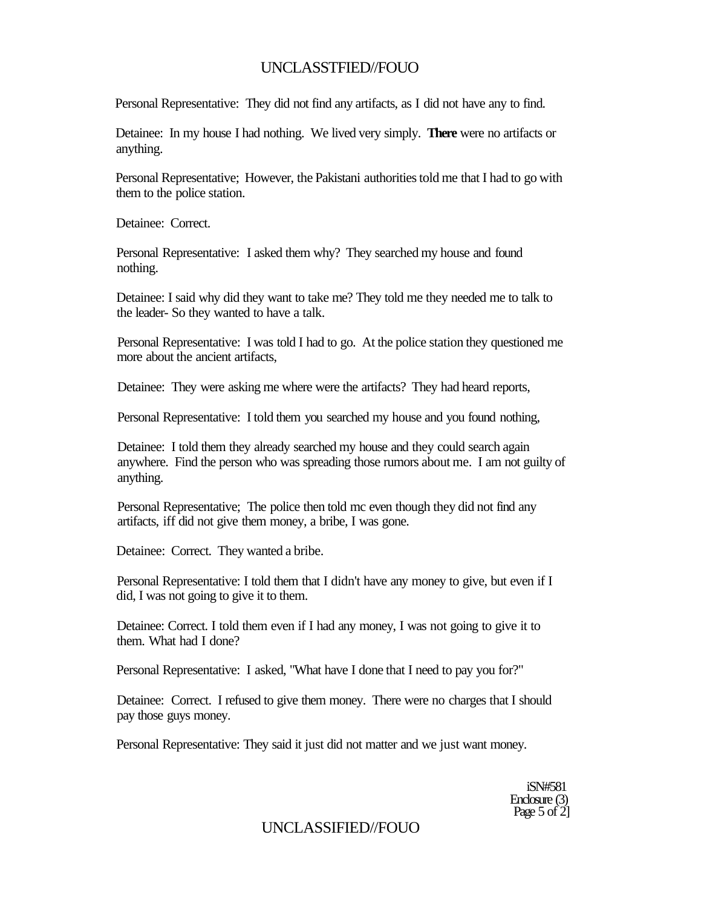Personal Representative: They did not find any artifacts, as I did not have any to find.

Detainee: In my house I had nothing. We lived very simply. **There** were no artifacts or anything.

Personal Representative; However, the Pakistani authorities told me that I had to go with them to the police station.

Detainee: Correct.

Personal Representative: I asked them why? They searched my house and found nothing.

Detainee: I said why did they want to take me? They told me they needed me to talk to the leader- So they wanted to have a talk.

Personal Representative: I was told I had to go. At the police station they questioned me more about the ancient artifacts,

Detainee: They were asking me where were the artifacts? They had heard reports,

Personal Representative: I told them you searched my house and you found nothing,

Detainee: I told them they already searched my house and they could search again anywhere. Find the person who was spreading those rumors about me. I am not guilty of anything.

Personal Representative; The police then told mc even though they did not find any artifacts, iff did not give them money, a bribe, I was gone.

Detainee: Correct. They wanted a bribe.

Personal Representative: I told them that I didn't have any money to give, but even if I did, I was not going to give it to them.

Detainee: Correct. I told them even if I had any money, I was not going to give it to them. What had I done?

Personal Representative: I asked, "What have I done that I need to pay you for?"

Detainee: Correct. I refused to give them money. There were no charges that I should pay those guys money.

Personal Representative: They said it just did not matter and we just want money.

iSN#581
Enclosure (3)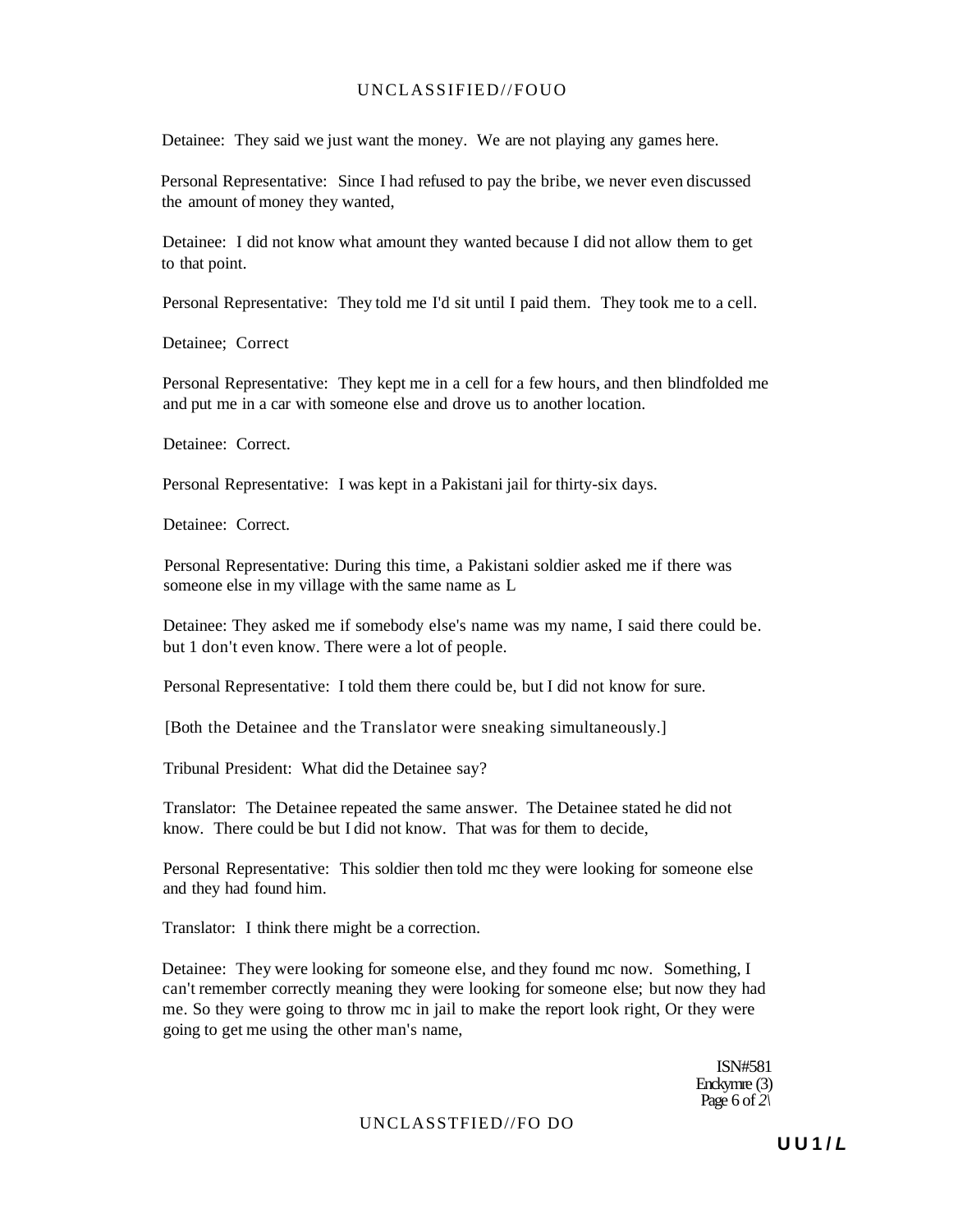Detainee: They said we just want the money. We are not playing any games here.

Personal Representative: Since I had refused to pay the bribe, we never even discussed the amount of money they wanted,

Detainee: I did not know what amount they wanted because I did not allow them to get to that point.

Personal Representative: They told me I'd sit until I paid them. They took me to a cell.

Detainee; Correct

Personal Representative: They kept me in a cell for a few hours, and then blindfolded me and put me in a car with someone else and drove us to another location.

Detainee: Correct.

Personal Representative: I was kept in a Pakistani jail for thirty-six days.

Detainee: Correct.

Personal Representative: During this time, a Pakistani soldier asked me if there was someone else in my village with the same name as L

Detainee: They asked me if somebody else's name was my name, I said there could be. but 1 don't even know. There were a lot of people.

Personal Representative: I told them there could be, but I did not know for sure.

[Both the Detainee and the Translator were sneaking simultaneously.]

Tribunal President: What did the Detainee say?

Translator: The Detainee repeated the same answer. The Detainee stated he did not know. There could be but I did not know. That was for them to decide,

Personal Representative: This soldier then told mc they were looking for someone else and they had found him.

Translator: I think there might be a correction.

Detainee: They were looking for someone else, and they found mc now. Something, I can't remember correctly meaning they were looking for someone else; but now they had me. So they were going to throw mc in jail to make the report look right, Or they were going to get me using the other man's name,

ISN#581
Enckymre (3)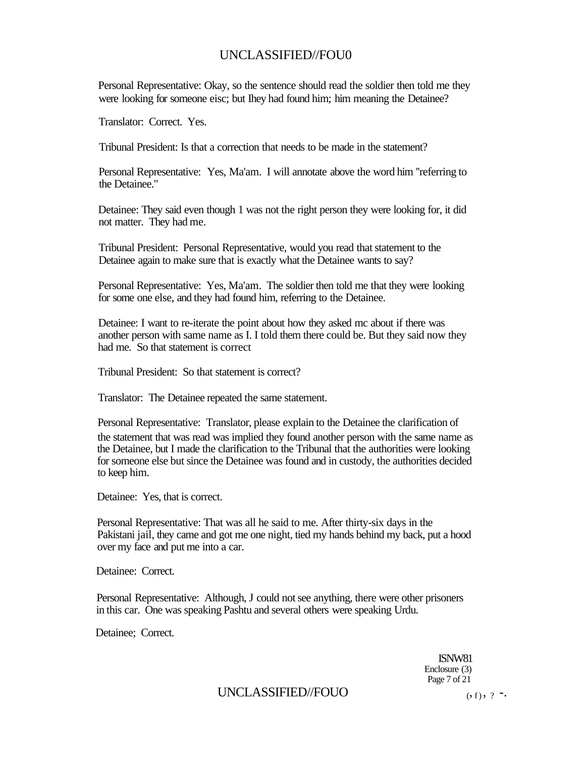Personal Representative: Okay, so the sentence should read the soldier then told me they were looking for someone eisc; but Ihey had found him; him meaning the Detainee?

Translator: Correct. Yes.

Tribunal President: Is that a correction that needs to be made in the statement?

Personal Representative: Yes, Ma'am. I will annotate above the word him "referring to the Detainee."

Detainee: They said even though 1 was not the right person they were looking for, it did not matter. They had me.

Tribunal President: Personal Representative, would you read that statement to the Detainee again to make sure that is exactly what the Detainee wants to say?

Personal Representative: Yes, Ma'am. The soldier then told me that they were looking for some one else, and they had found him, referring to the Detainee.

Detainee: I want to re-iterate the point about how they asked mc about if there was another person with same name as I. I told them there could be. But they said now they had me. So that statement is correct

Tribunal President: So that statement is correct?

Translator: The Detainee repeated the same statement.

Personal Representative: Translator, please explain to the Detainee the clarification of the statement that was read was implied they found another person with the same name as the Detainee, but I made the clarification to the Tribunal that the authorities were looking for someone else but since the Detainee was found and in custody, the authorities decided to keep him.

Detainee: Yes, that is correct.

Personal Representative: That was all he said to me. After thirty-six days in the Pakistani jail, they came and got me one night, tied my hands behind my back, put a hood over my face and put me into a car.

Detainee: Correct.

Personal Representative: Although, J could not see anything, there were other prisoners in this car. One was speaking Pashtu and several others were speaking Urdu.

Detainee; Correct.

ISNW81
Enclosure (3)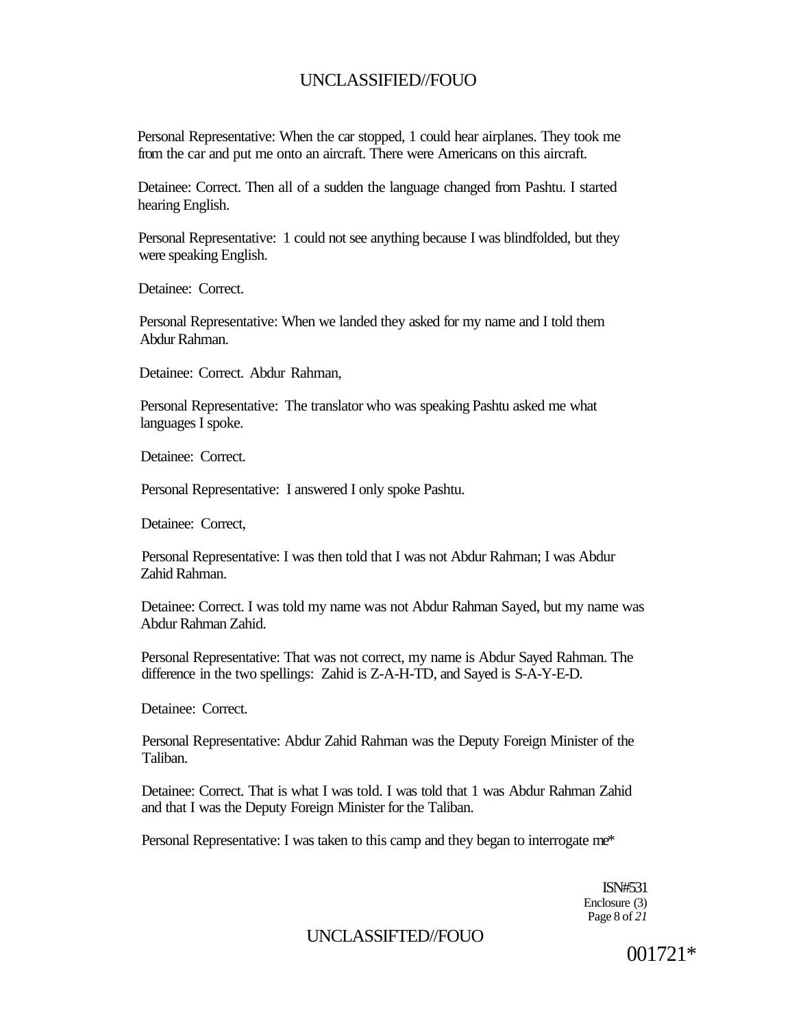Personal Representative: When the car stopped, 1 could hear airplanes. They took me from the car and put me onto an aircraft. There were Americans on this aircraft.

Detainee: Correct. Then all of a sudden the language changed from Pashtu. I started hearing English.

Personal Representative: 1 could not see anything because I was blindfolded, but they were speaking English.

Detainee: Correct.

Personal Representative: When we landed they asked for my name and I told them Abdur Rahman.

Detainee: Correct. Abdur Rahman,

Personal Representative: The translator who was speaking Pashtu asked me what languages I spoke.

Detainee: Correct.

Personal Representative: I answered I only spoke Pashtu.

Detainee: Correct,

Personal Representative: I was then told that I was not Abdur Rahman; I was Abdur Zahid Rahman.

Detainee: Correct. I was told my name was not Abdur Rahman Sayed, but my name was Abdur Rahman Zahid.

Personal Representative: That was not correct, my name is Abdur Sayed Rahman. The difference in the two spellings: Zahid is Z-A-H-TD, and Sayed is S-A-Y-E-D.

Detainee: Correct.

Personal Representative: Abdur Zahid Rahman was the Deputy Foreign Minister of the Taliban.

Detainee: Correct. That is what I was told. I was told that 1 was Abdur Rahman Zahid and that I was the Deputy Foreign Minister for the Taliban.

Personal Representative: I was taken to this camp and they began to interrogate me*

ISN#531
Enclosure (3)
Page 8 of 21

001721*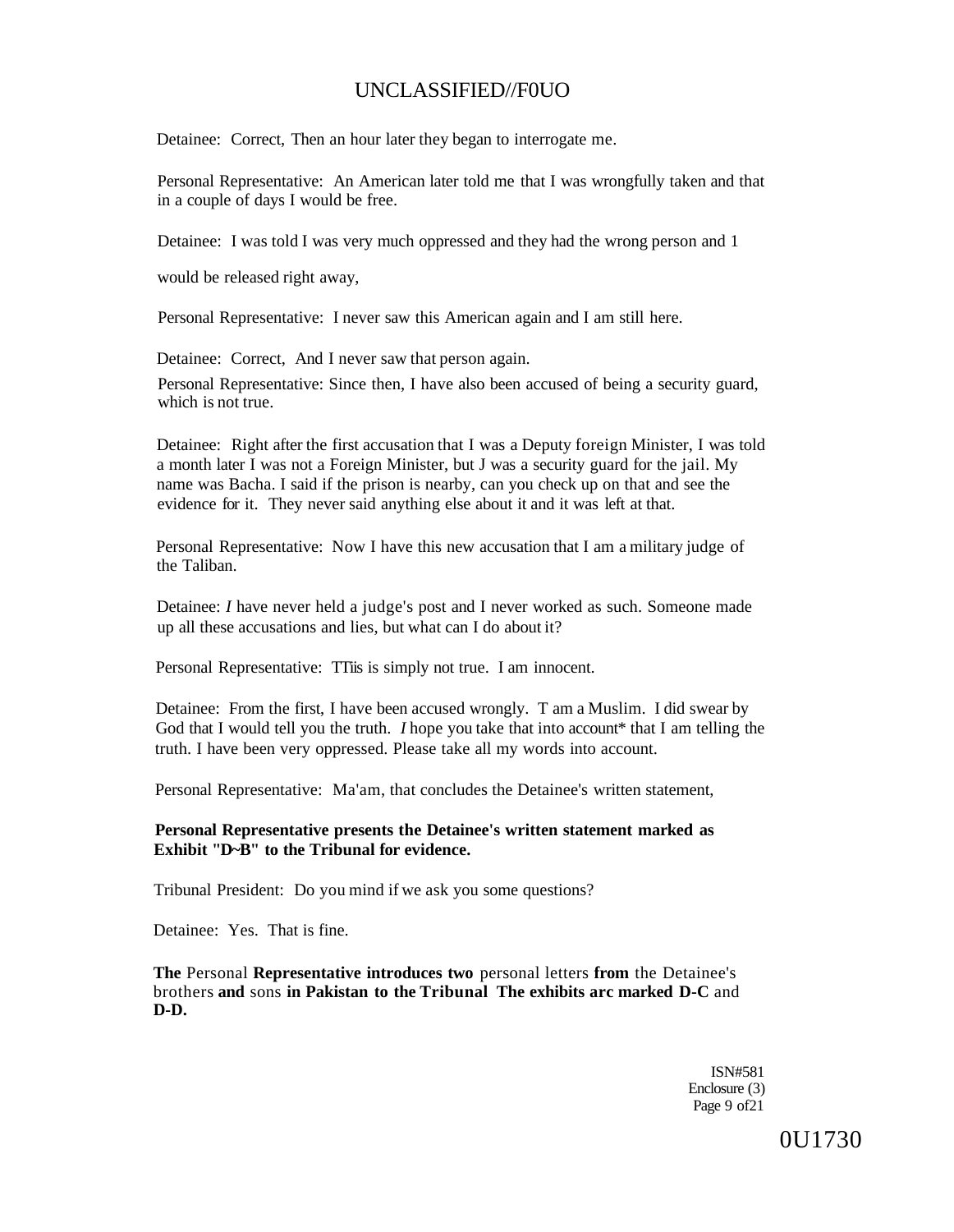Detainee: Correct, Then an hour later they began to interrogate me.

Personal Representative: An American later told me that I was wrongfully taken and that in a couple of days I would be free.

Detainee: I was told I was very much oppressed and they had the wrong person and 1 would be released right away,

Personal Representative: I never saw this American again and I am still here.

Detainee: Correct, And I never saw that person again.

Personal Representative: Since then, I have also been accused of being a security guard, which is not true.

Detainee: Right after the first accusation that I was a Deputy foreign Minister, I was told a month later I was not a Foreign Minister, but J was a security guard for the jail. My name was Bacha. I said if the prison is nearby, can you check up on that and see the evidence for it. They never said anything else about it and it was left at that.

Personal Representative: Now I have this new accusation that I am a military judge of the Taliban.

Detainee: *I* have never held a judge's post and I never worked as such. Someone made up all these accusations and lies, but what can I do about it?

Personal Representative: TTiis is simply not true. I am innocent.

Detainee: From the first, I have been accused wrongly. T am a Muslim. I did swear by God that I would tell you the truth. *I* hope you take that into account* that I am telling the truth. I have been very oppressed. Please take all my words into account.

Personal Representative: Ma'am, that concludes the Detainee's written statement,

**Personal Representative presents the Detainee's written statement marked as Exhibit "D~B" to the Tribunal for evidence.**

Tribunal President: Do you mind if we ask you some questions?

Detainee: Yes. That is fine.

**The** Personal **Representative introduces two** personal letters **from** the Detainee's brothers **and** sons **in Pakistan to the Tribunal The exhibits arc marked D-C** and **D-D.**

ISN#581
Enclosure (3)

0U1730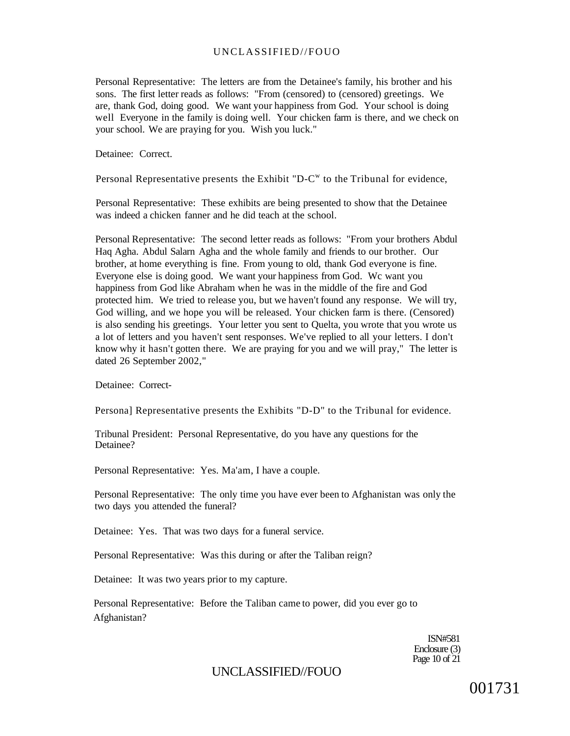Personal Representative: The letters are from the Detainee's family, his brother and his sons. The first letter reads as follows: "From (censored) to (censored) greetings. We are, thank God, doing good. We want your happiness from God. Your school is doing well Everyone in the family is doing well. Your chicken farm is there, and we check on your school. We are praying for you. Wish you luck."

Detainee: Correct.

Personal Representative presents the Exhibit "D-C" to the Tribunal for evidence,

Personal Representative: These exhibits are being presented to show that the Detainee was indeed a chicken fanner and he did teach at the school.

Personal Representative: The second letter reads as follows: "From your brothers Abdul Haq Agha. Abdul Salarn Agha and the whole family and friends to our brother. Our brother, at home everything is fine. From young to old, thank God everyone is fine. Everyone else is doing good. We want your happiness from God. Wc want you happiness from God like Abraham when he was in the middle of the fire and God protected him. We tried to release you, but we haven't found any response. We will try, God willing, and we hope you will be released. Your chicken farm is there. (Censored) is also sending his greetings. Your letter you sent to Quelta, you wrote that you wrote us a lot of letters and you haven't sent responses. We've replied to all your letters. I don't know why it hasn't gotten there. We are praying for you and we will pray," The letter is dated 26 September 2002,"

Detainee: Correct-

Persona] Representative presents the Exhibits "D-D" to the Tribunal for evidence.

Tribunal President: Personal Representative, do you have any questions for the Detainee?

Personal Representative: Yes. Ma'am, I have a couple.

Personal Representative: The only time you have ever been to Afghanistan was only the two days you attended the funeral?

Detainee: Yes. That was two days for a funeral service.

Personal Representative: Was this during or after the Taliban reign?

Detainee: It was two years prior to my capture.

Personal Representative: Before the Taliban came to power, did you ever go to Afghanistan?

ISN#581
Enclosure (3)
Page 10 of 21

001731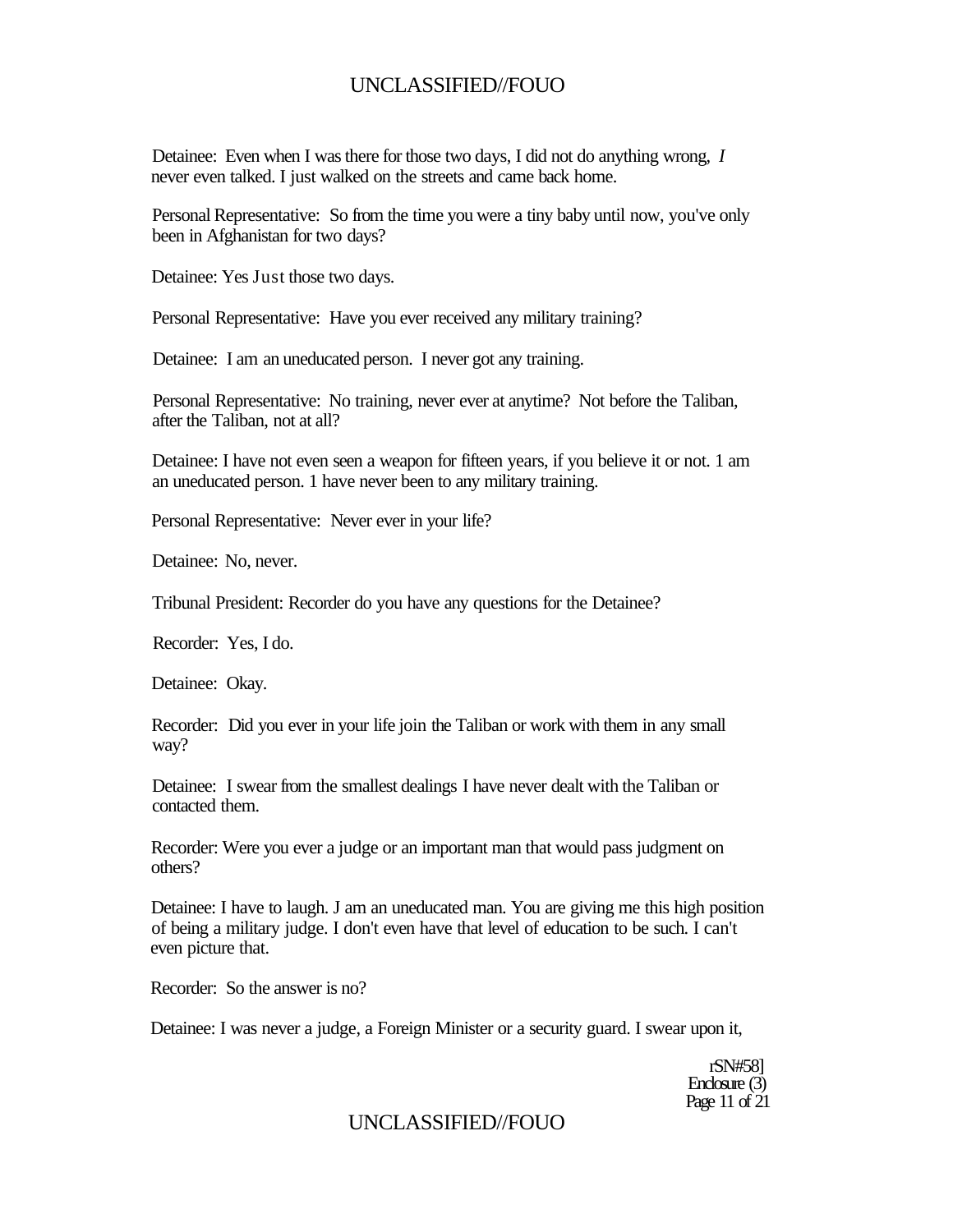Detainee: Even when I was there for those two days, I did not do anything wrong, *I* never even talked. I just walked on the streets and came back home.

Personal Representative: So from the time you were a tiny baby until now, you've only been in Afghanistan for two days?

Detainee: Yes Just those two days.

Personal Representative: Have you ever received any military training?

Detainee: I am an uneducated person. I never got any training.

Personal Representative: No training, never ever at anytime? Not before the Taliban, after the Taliban, not at all?

Detainee: I have not even seen a weapon for fifteen years, if you believe it or not. 1 am an uneducated person. 1 have never been to any military training.

Personal Representative: Never ever in your life?

Detainee: No, never.

Tribunal President: Recorder do you have any questions for the Detainee?

Recorder: Yes, I do.

Detainee: Okay.

Recorder: Did you ever in your life join the Taliban or work with them in any small way?

Detainee: I swear from the smallest dealings I have never dealt with the Taliban or contacted them.

Recorder: Were you ever a judge or an important man that would pass judgment on others?

Detainee: I have to laugh. J am an uneducated man. You are giving me this high position of being a military judge. I don't even have that level of education to be such. I can't even picture that.

Recorder: So the answer is no?

Detainee: I was never a judge, a Foreign Minister or a security guard. I swear upon it,

rSN#58]
Enclosure (3)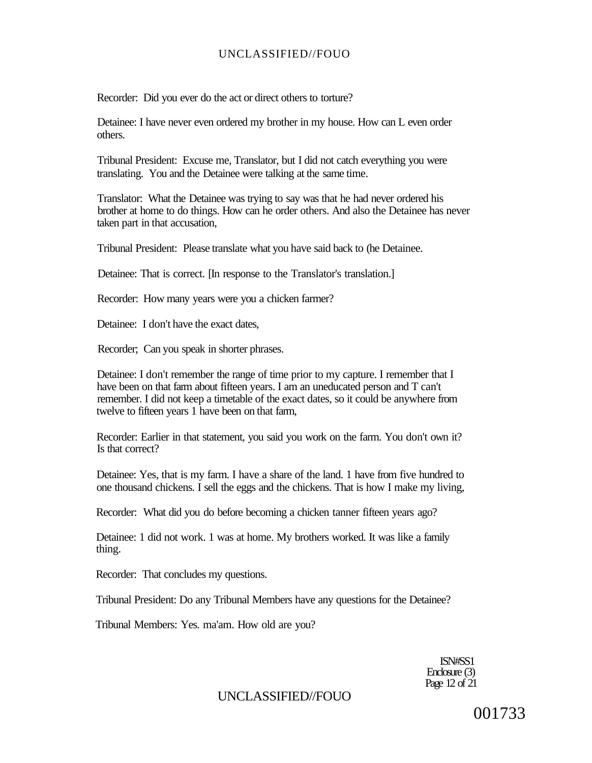Recorder: Did you ever do the act or direct others to torture?

Detainee: I have never even ordered my brother in my house. How can L even order others.

Tribunal President: Excuse me, Translator, but I did not catch everything you were translating. You and the Detainee were talking at the same time.

Translator: What the Detainee was trying to say was that he had never ordered his brother at home to do things. How can he order others. And also the Detainee has never taken part in that accusation,

Tribunal President: Please translate what you have said back to (he Detainee.

Detainee: That is correct. [In response to the Translator's translation.]

Recorder: How many years were you a chicken farmer?

Detainee: I don't have the exact dates,

Recorder; Can you speak in shorter phrases.

Detainee: I don't remember the range of time prior to my capture. I remember that I have been on that farm about fifteen years. I am an uneducated person and T can't remember. I did not keep a timetable of the exact dates, so it could be anywhere from twelve to fifteen years 1 have been on that farm,

Recorder: Earlier in that statement, you said you work on the farm. You don't own it? Is that correct?

Detainee: Yes, that is my farm. I have a share of the land. 1 have from five hundred to one thousand chickens. I sell the eggs and the chickens. That is how I make my living,

Recorder: What did you do before becoming a chicken tanner fifteen years ago?

Detainee: 1 did not work. 1 was at home. My brothers worked. It was like a family thing.

Recorder: That concludes my questions.

Tribunal President: Do any Tribunal Members have any questions for the Detainee?

Tribunal Members: Yes. ma'am. How old are you?

ISN#SS1
Enclosure (3)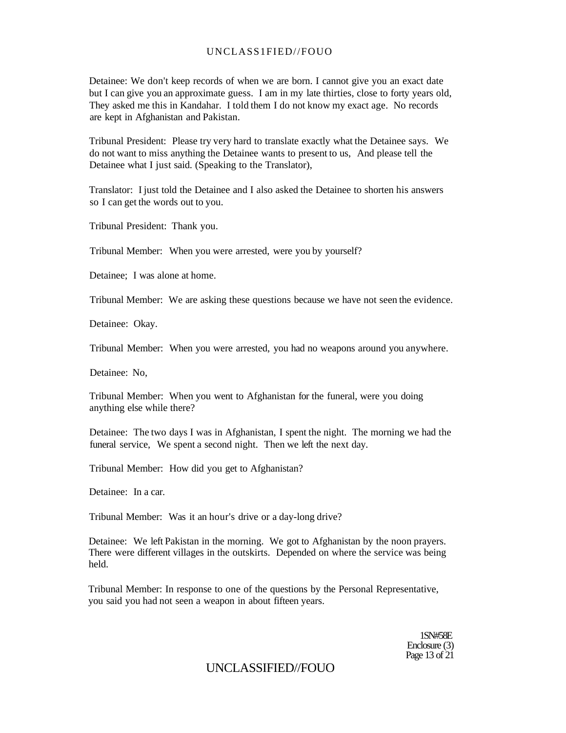Detainee: We don't keep records of when we are born. I cannot give you an exact date but I can give you an approximate guess. I am in my late thirties, close to forty years old, They asked me this in Kandahar. I told them I do not know my exact age. No records are kept in Afghanistan and Pakistan.

Tribunal President: Please try very hard to translate exactly what the Detainee says. We do not want to miss anything the Detainee wants to present to us, And please tell the Detainee what I just said. (Speaking to the Translator),

Translator: I just told the Detainee and I also asked the Detainee to shorten his answers so I can get the words out to you.

Tribunal President: Thank you.

Tribunal Member: When you were arrested, were you by yourself?

Detainee; I was alone at home.

Tribunal Member: We are asking these questions because we have not seen the evidence.

Detainee: Okay.

Tribunal Member: When you were arrested, you had no weapons around you anywhere.

Detainee: No,

Tribunal Member: When you went to Afghanistan for the funeral, were you doing anything else while there?

Detainee: The two days I was in Afghanistan, I spent the night. The morning we had the funeral service, We spent a second night. Then we left the next day.

Tribunal Member: How did you get to Afghanistan?

Detainee: In a car.

Tribunal Member: Was it an hour's drive or a day-long drive?

Detainee: We left Pakistan in the morning. We got to Afghanistan by the noon prayers. There were different villages in the outskirts. Depended on where the service was being held.

Tribunal Member: In response to one of the questions by the Personal Representative, you said you had not seen a weapon in about fifteen years.

1SN#58E
Enclosure (3)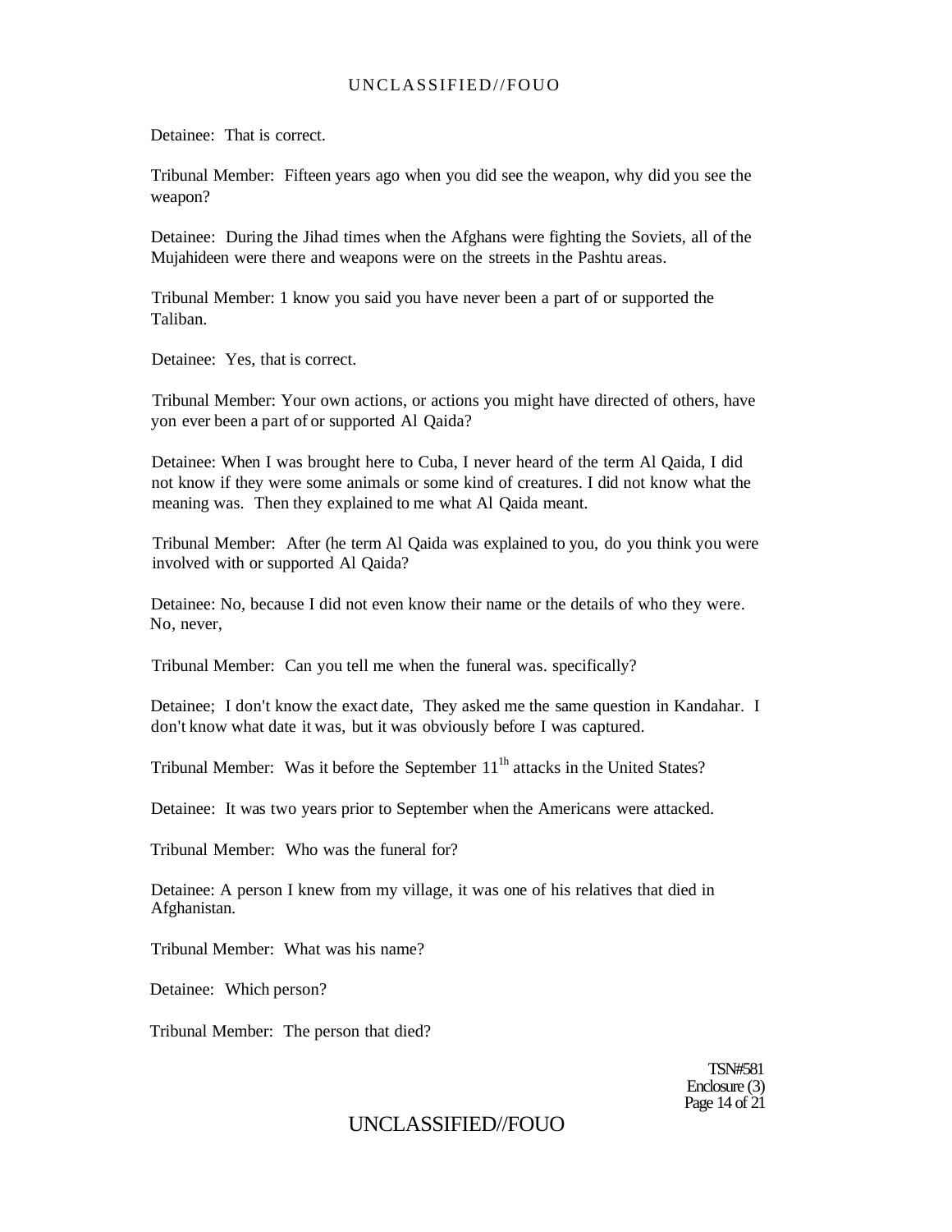Detainee: That is correct.

Tribunal Member: Fifteen years ago when you did see the weapon, why did you see the weapon?

Detainee: During the Jihad times when the Afghans were fighting the Soviets, all of the Mujahideen were there and weapons were on the streets in the Pashtu areas.

Tribunal Member: 1 know you said you have never been a part of or supported the Taliban.

Detainee: Yes, that is correct.

Tribunal Member: Your own actions, or actions you might have directed of others, have yon ever been a part of or supported Al Qaida?

Detainee: When I was brought here to Cuba, I never heard of the term Al Qaida, I did not know if they were some animals or some kind of creatures. I did not know what the meaning was. Then they explained to me what Al Qaida meant.

Tribunal Member: After (he term Al Qaida was explained to you, do you think you were involved with or supported Al Qaida?

Detainee: No, because I did not even know their name or the details of who they were. No, never,

Tribunal Member: Can you tell me when the funeral was. specifically?

Detainee; I don't know the exact date, They asked me the same question in Kandahar. I don't know what date it was, but it was obviously before I was captured.

Tribunal Member: Was it before the September 11[th] attacks in the United States?

Detainee: It was two years prior to September when the Americans were attacked.

Tribunal Member: Who was the funeral for?

Detainee: A person I knew from my village, it was one of his relatives that died in Afghanistan.

Tribunal Member: What was his name?

Detainee: Which person?

Tribunal Member: The person that died?

TSN#581
Enclosure (3)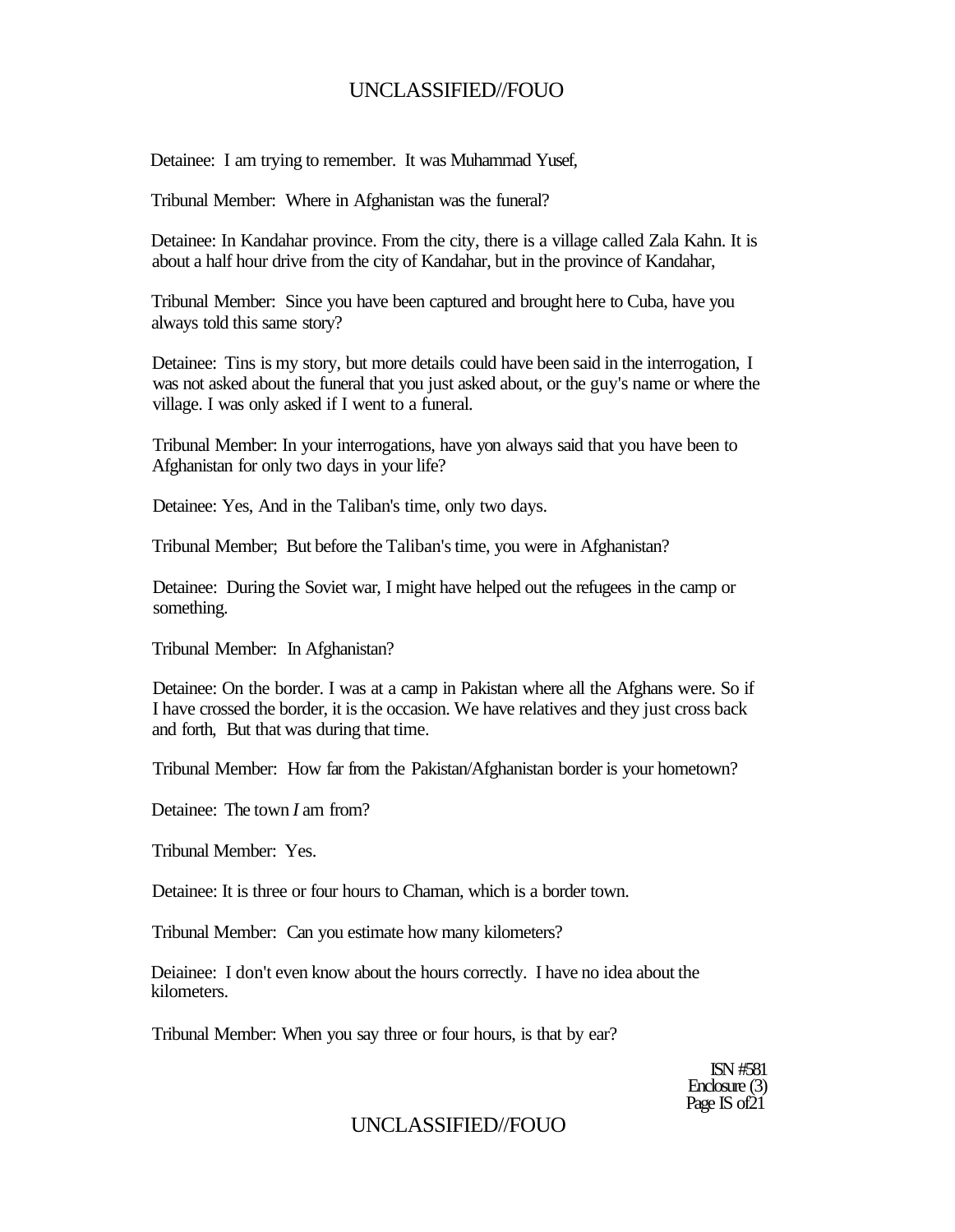Detainee: I am trying to remember. It was Muhammad Yusef,

Tribunal Member: Where in Afghanistan was the funeral?

Detainee: In Kandahar province. From the city, there is a village called Zala Kahn. It is about a half hour drive from the city of Kandahar, but in the province of Kandahar,

Tribunal Member: Since you have been captured and brought here to Cuba, have you always told this same story?

Detainee: Tins is my story, but more details could have been said in the interrogation, I was not asked about the funeral that you just asked about, or the guy's name or where the village. I was only asked if I went to a funeral.

Tribunal Member: In your interrogations, have yon always said that you have been to Afghanistan for only two days in your life?

Detainee: Yes, And in the Taliban's time, only two days.

Tribunal Member; But before the Taliban's time, you were in Afghanistan?

Detainee: During the Soviet war, I might have helped out the refugees in the camp or something.

Tribunal Member: In Afghanistan?

Detainee: On the border. I was at a camp in Pakistan where all the Afghans were. So if I have crossed the border, it is the occasion. We have relatives and they just cross back and forth, But that was during that time.

Tribunal Member: How far from the Pakistan/Afghanistan border is your hometown?

Detainee: The town *I* am from?

Tribunal Member: Yes.

Detainee: It is three or four hours to Chaman, which is a border town.

Tribunal Member: Can you estimate how many kilometers?

Deiainee: I don't even know about the hours correctly. I have no idea about the kilometers.

Tribunal Member: When you say three or four hours, is that by ear?

ISN #581
Enclosure (3)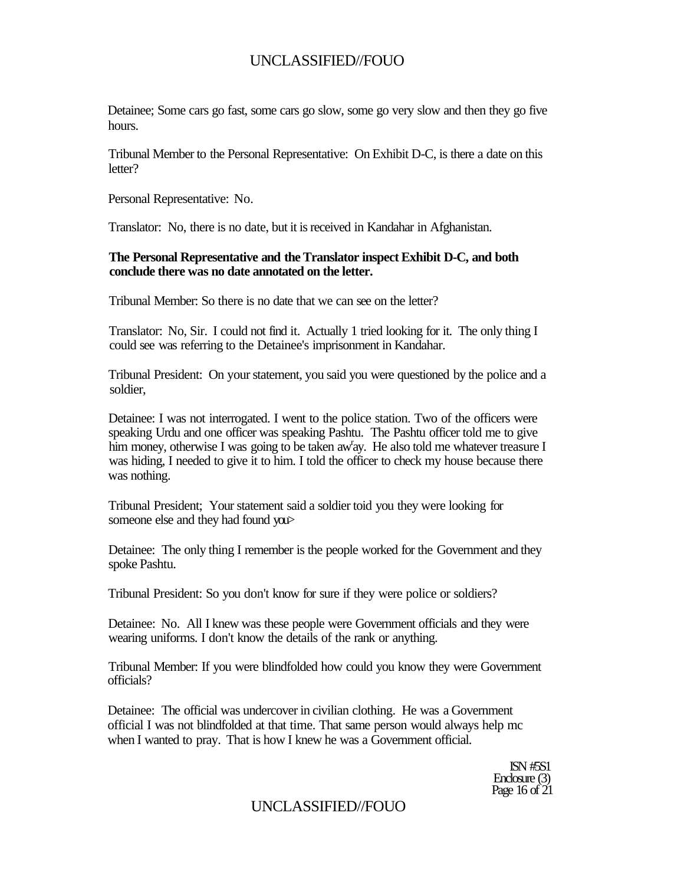Detainee; Some cars go fast, some cars go slow, some go very slow and then they go five hours.

Tribunal Member to the Personal Representative: On Exhibit D-C, is there a date on this letter?

Personal Representative: No.

Translator: No, there is no date, but it is received in Kandahar in Afghanistan.

**The Personal Representative and the Translator inspect Exhibit D-C, and both conclude there was no date annotated on the letter.**

Tribunal Member: So there is no date that we can see on the letter?

Translator: No, Sir. I could not find it. Actually 1 tried looking for it. The only thing I could see was referring to the Detainee's imprisonment in Kandahar.

Tribunal President: On your statement, you said you were questioned by the police and a soldier,

Detainee: I was not interrogated. I went to the police station. Two of the officers were speaking Urdu and one officer was speaking Pashtu. The Pashtu officer told me to give him money, otherwise I was going to be taken away. He also told me whatever treasure I was hiding, I needed to give it to him. I told the officer to check my house because there was nothing.

Tribunal President; Your statement said a soldier toid you they were looking for someone else and they had found you>

Detainee: The only thing I remember is the people worked for the Government and they spoke Pashtu.

Tribunal President: So you don't know for sure if they were police or soldiers?

Detainee: No. All I knew was these people were Government officials and they were wearing uniforms. I don't know the details of the rank or anything.

Tribunal Member: If you were blindfolded how could you know they were Government officials?

Detainee: The official was undercover in civilian clothing. He was a Government official I was not blindfolded at that time. That same person would always help mc when I wanted to pray. That is how I knew he was a Government official.

ISN #5S1
Enclosure (3)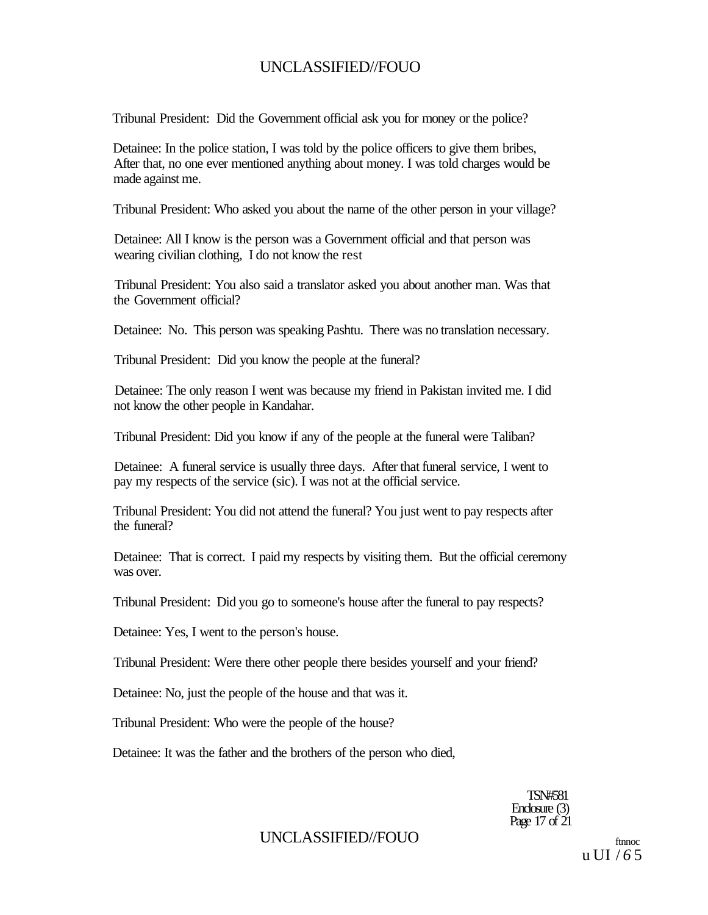Tribunal President: Did the Government official ask you for money or the police?

Detainee: In the police station, I was told by the police officers to give them bribes, After that, no one ever mentioned anything about money. I was told charges would be made against me.

Tribunal President: Who asked you about the name of the other person in your village?

Detainee: All I know is the person was a Government official and that person was wearing civilian clothing, I do not know the rest

Tribunal President: You also said a translator asked you about another man. Was that the Government official?

Detainee: No. This person was speaking Pashtu. There was no translation necessary.

Tribunal President: Did you know the people at the funeral?

Detainee: The only reason I went was because my friend in Pakistan invited me. I did not know the other people in Kandahar.

Tribunal President: Did you know if any of the people at the funeral were Taliban?

Detainee: A funeral service is usually three days. After that funeral service, I went to pay my respects of the service (sic). I was not at the official service.

Tribunal President: You did not attend the funeral? You just went to pay respects after the funeral?

Detainee: That is correct. I paid my respects by visiting them. But the official ceremony was over.

Tribunal President: Did you go to someone's house after the funeral to pay respects?

Detainee: Yes, I went to the person's house.

Tribunal President: Were there other people there besides yourself and your friend?

Detainee: No, just the people of the house and that was it.

Tribunal President: Who were the people of the house?

Detainee: It was the father and the brothers of the person who died,

TSN#581
Enclosure (3)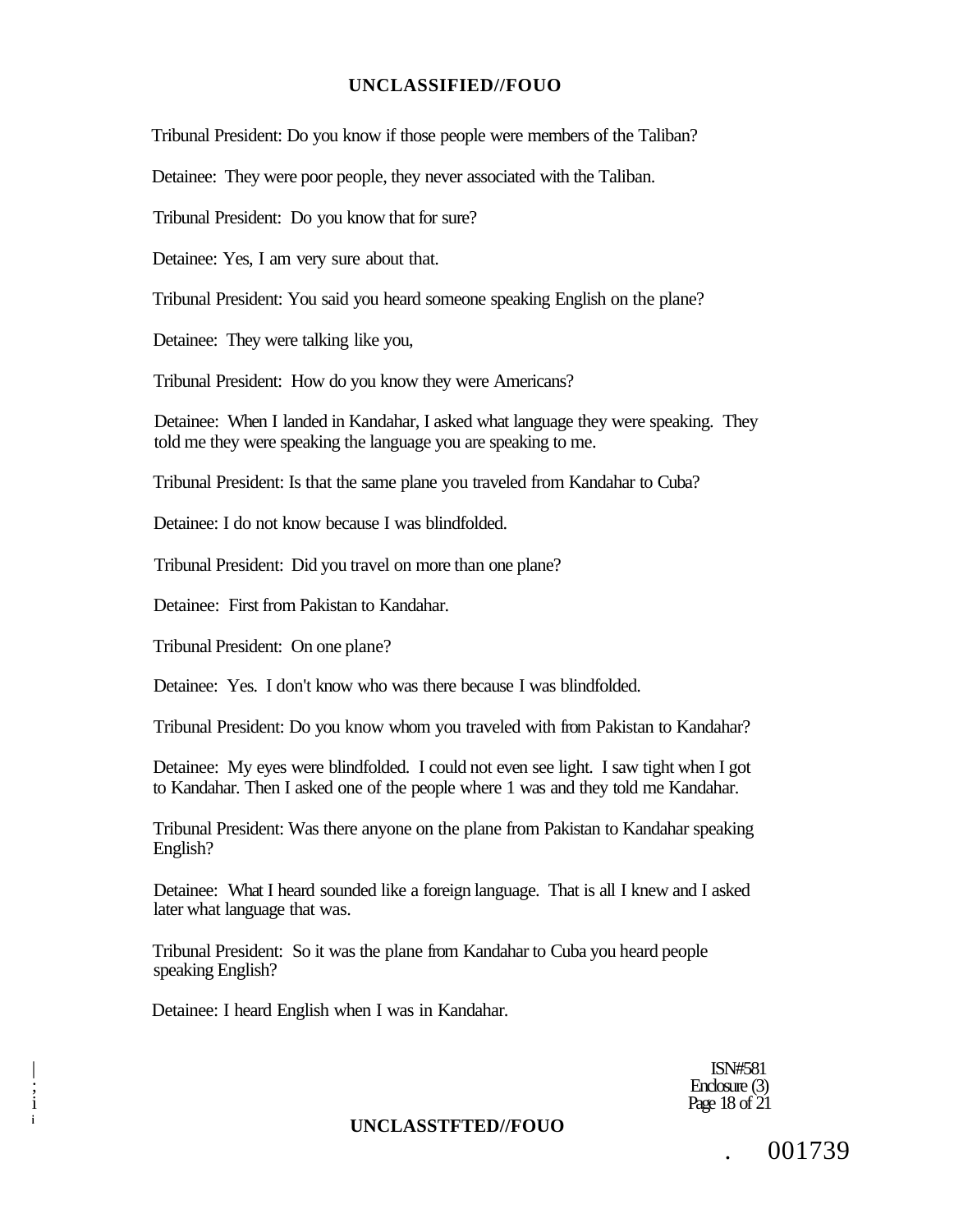Tribunal President: Do you know if those people were members of the Taliban?

Detainee: They were poor people, they never associated with the Taliban.

Tribunal President: Do you know that for sure?

Detainee: Yes, I am very sure about that.

Tribunal President: You said you heard someone speaking English on the plane?

Detainee: They were talking like you,

Tribunal President: How do you know they were Americans?

Detainee: When I landed in Kandahar, I asked what language they were speaking. They told me they were speaking the language you are speaking to me.

Tribunal President: Is that the same plane you traveled from Kandahar to Cuba?

Detainee: I do not know because I was blindfolded.

Tribunal President: Did you travel on more than one plane?

Detainee: First from Pakistan to Kandahar.

Tribunal President: On one plane?

Detainee: Yes. I don't know who was there because I was blindfolded.

Tribunal President: Do you know whom you traveled with from Pakistan to Kandahar?

Detainee: My eyes were blindfolded. I could not even see light. I saw tight when I got to Kandahar. Then I asked one of the people where 1 was and they told me Kandahar.

Tribunal President: Was there anyone on the plane from Pakistan to Kandahar speaking English?

Detainee: What I heard sounded like a foreign language. That is all I knew and I asked later what language that was.

Tribunal President: So it was the plane from Kandahar to Cuba you heard people speaking English?

Detainee: I heard English when I was in Kandahar.

ISN#581
Enclosure (3)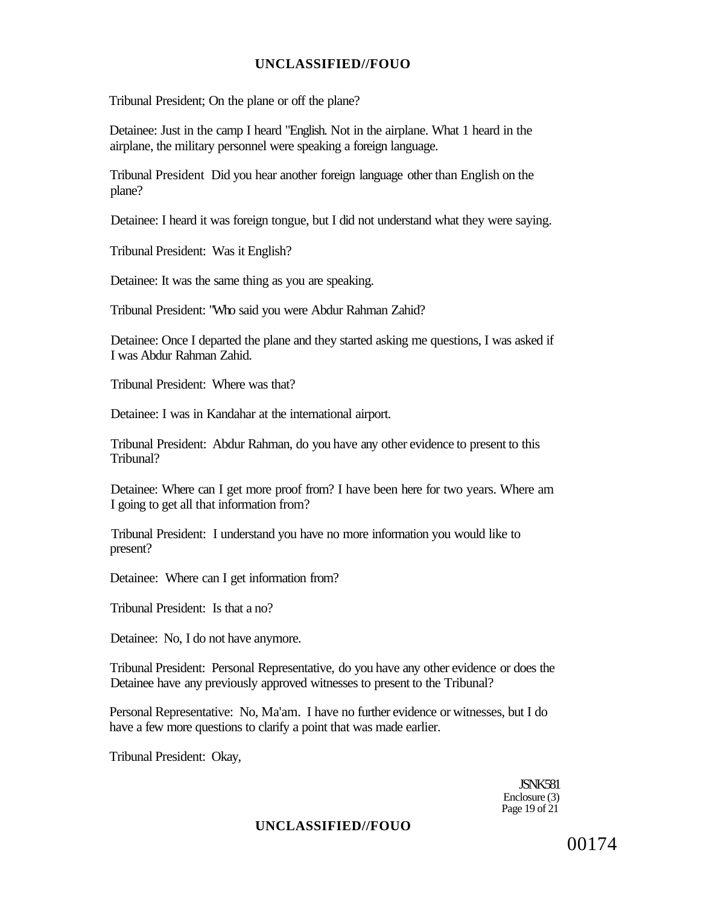Tribunal President; On the plane or off the plane?

Detainee: Just in the camp I heard "English. Not in the airplane. What 1 heard in the airplane, the military personnel were speaking a foreign language.

Tribunal President Did you hear another foreign language other than English on the plane?

Detainee: I heard it was foreign tongue, but I did not understand what they were saying.

Tribunal President: Was it English?

Detainee: It was the same thing as you are speaking.

Tribunal President: "Who said you were Abdur Rahman Zahid?

Detainee: Once I departed the plane and they started asking me questions, I was asked if I was Abdur Rahman Zahid.

Tribunal President: Where was that?

Detainee: I was in Kandahar at the international airport.

Tribunal President: Abdur Rahman, do you have any other evidence to present to this Tribunal?

Detainee: Where can I get more proof from? I have been here for two years. Where am I going to get all that information from?

Tribunal President: I understand you have no more information you would like to present?

Detainee: Where can I get information from?

Tribunal President: Is that a no?

Detainee: No, I do not have anymore.

Tribunal President: Personal Representative, do you have any other evidence or does the Detainee have any previously approved witnesses to present to the Tribunal?

Personal Representative: No, Ma'am. I have no further evidence or witnesses, but I do have a few more questions to clarify a point that was made earlier.

Tribunal President: Okay,

JSNK581
Enclosure (3)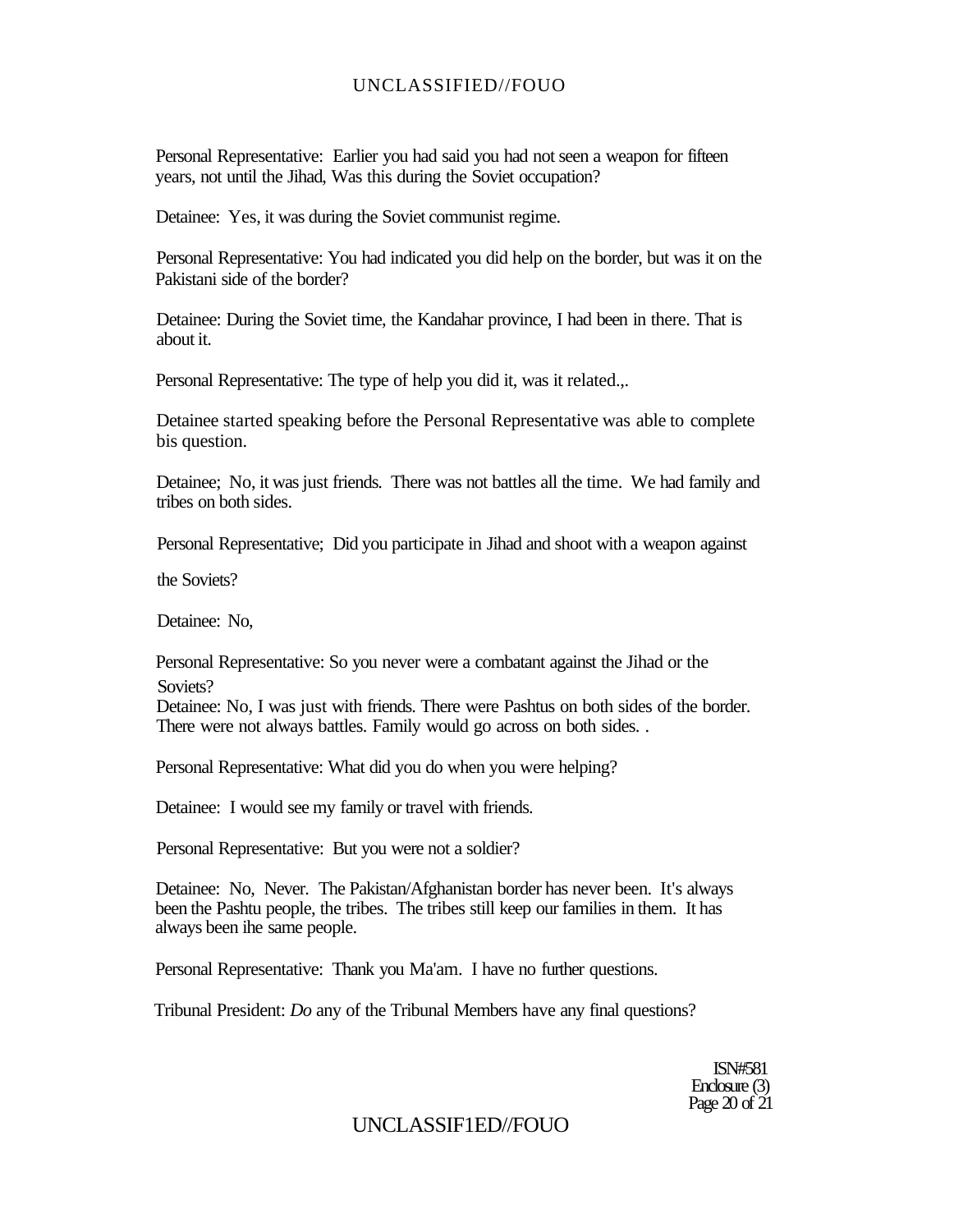Personal Representative: Earlier you had said you had not seen a weapon for fifteen years, not until the Jihad, Was this during the Soviet occupation?

Detainee: Yes, it was during the Soviet communist regime.

Personal Representative: You had indicated you did help on the border, but was it on the Pakistani side of the border?

Detainee: During the Soviet time, the Kandahar province, I had been in there. That is about it.

Personal Representative: The type of help you did it, was it related.,.

Detainee started speaking before the Personal Representative was able to complete bis question.

Detainee; No, it was just friends. There was not battles all the time. We had family and tribes on both sides.

Personal Representative; Did you participate in Jihad and shoot with a weapon against the Soviets?

Detainee: No,

Personal Representative: So you never were a combatant against the Jihad or the Soviets?

Detainee: No, I was just with friends. There were Pashtus on both sides of the border. There were not always battles. Family would go across on both sides. .

Personal Representative: What did you do when you were helping?

Detainee: I would see my family or travel with friends.

Personal Representative: But you were not a soldier?

Detainee: No, Never. The Pakistan/Afghanistan border has never been. It's always been the Pashtu people, the tribes. The tribes still keep our families in them. It has always been ihe same people.

Personal Representative: Thank you Ma'am. I have no further questions.

Tribunal President: *Do* any of the Tribunal Members have any final questions?

ISN#581
Enclosure (3)